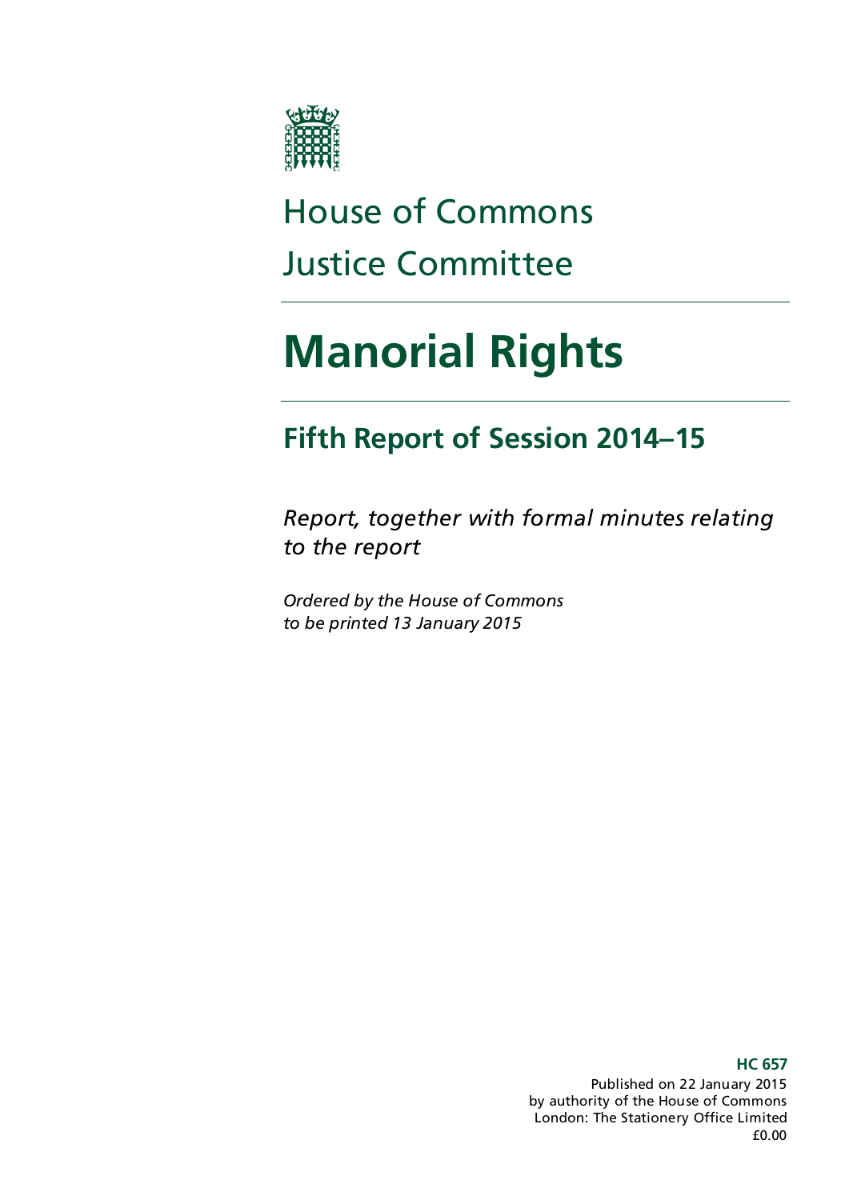House of Commons

Justice Committee

# Manorial Rights

## Fifth Report of Session 2014–15

*Report, together with formal minutes relating to the report*

*Ordered by the House of Commons to be printed 13 January 2015*

**HC 657**

Published on 22 January 2015
by authority of the House of Commons
London: The Stationery Office Limited
£0.00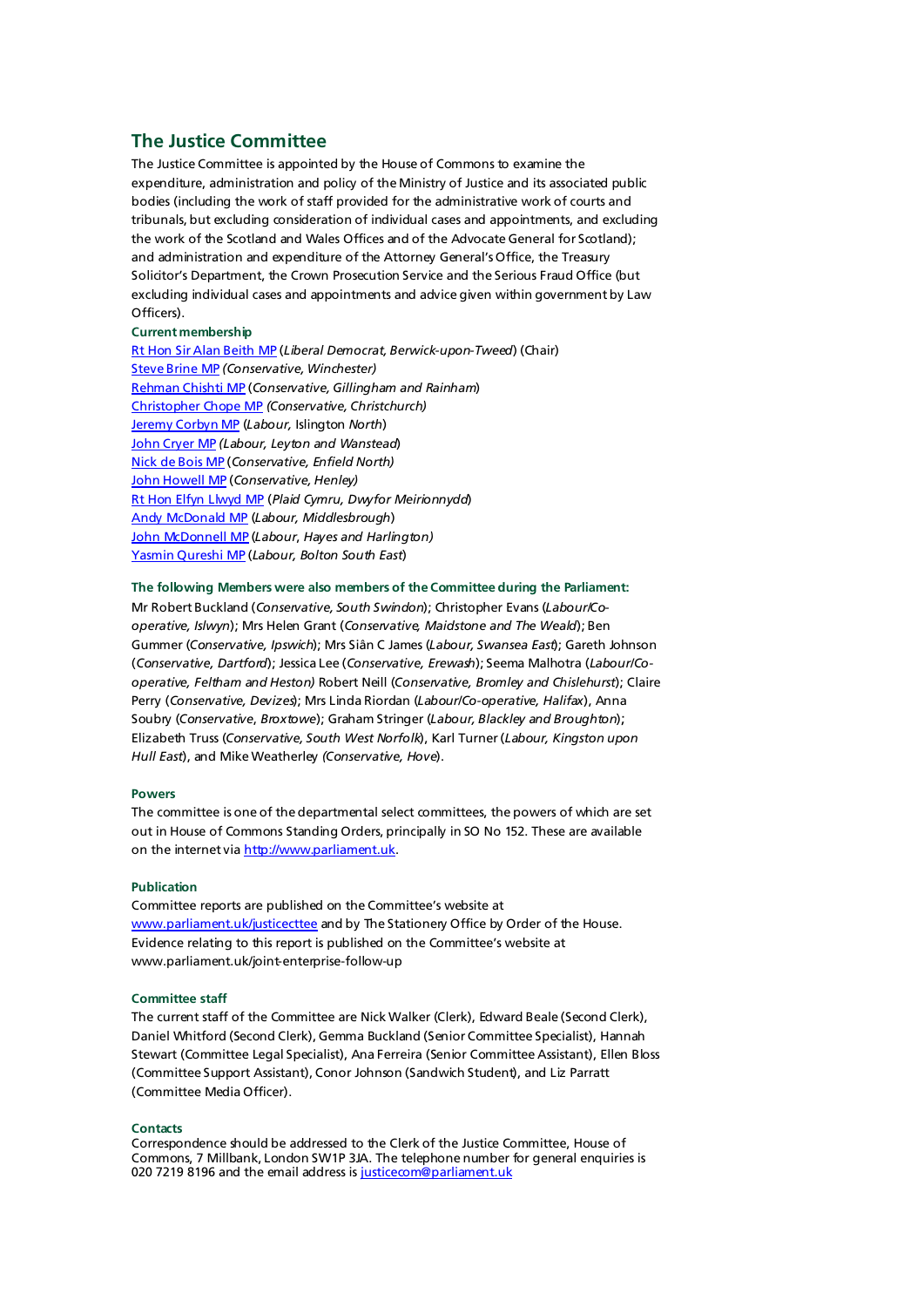## The Justice Committee

The Justice Committee is appointed by the House of Commons to examine the expenditure, administration and policy of the Ministry of Justice and its associated public bodies (including the work of staff provided for the administrative work of courts and tribunals, but excluding consideration of individual cases and appointments, and excluding the work of the Scotland and Wales Offices and of the Advocate General for Scotland); and administration and expenditure of the Attorney General's Office, the Treasury Solicitor's Department, the Crown Prosecution Service and the Serious Fraud Office (but excluding individual cases and appointments and advice given within government by Law Officers).

### Current membership

Rt Hon Sir Alan Beith MP (*Liberal Democrat, Berwick-upon-Tweed*) (Chair)
Steve Brine MP *(Conservative, Winchester)*
Rehman Chishti MP (*Conservative, Gillingham and Rainham*)
Christopher Chope MP *(Conservative, Christchurch)*
Jeremy Corbyn MP (*Labour,* Islington *North*)
John Cryer MP *(Labour, Leyton and Wanstead*)
Nick de Bois MP (*Conservative, Enfield North)*
John Howell MP (*Conservative, Henley)*
Rt Hon Elfyn Llwyd MP (*Plaid Cymru, Dwyfor Meirionnydd*)
Andy McDonald MP (*Labour, Middlesbrough*)
John McDonnell MP (*Labour*, *Hayes and Harlington)*
Yasmin Qureshi MP (*Labour, Bolton South East*)

### The following Members were also members of the Committee during the Parliament:

Mr Robert Buckland (*Conservative, South Swindon*); Christopher Evans (*Labour/Co-operative, Islwyn*); Mrs Helen Grant (*Conservative, Maidstone and The Weald*); Ben Gummer (*Conservative, Ipswich*); Mrs Siân C James (*Labour, Swansea East*); Gareth Johnson (*Conservative, Dartford*); Jessica Lee (*Conservative, Erewash*); Seema Malhotra (*Labour/Co-operative, Feltham and Heston)* Robert Neill (*Conservative, Bromley and Chislehurst*); Claire Perry (*Conservative, Devizes*); Mrs Linda Riordan (*Labour/Co-operative, Halifax*), Anna Soubry (*Conservative*, *Broxtowe*); Graham Stringer (*Labour, Blackley and Broughton*); Elizabeth Truss (*Conservative, South West Norfolk*), Karl Turner (*Labour, Kingston upon Hull East*), and Mike Weatherley *(Conservative, Hove*).

### Powers

The committee is one of the departmental select committees, the powers of which are set out in House of Commons Standing Orders, principally in SO No 152. These are available on the internet via http://www.parliament.uk.

### Publication

Committee reports are published on the Committee's website at www.parliament.uk/justicecttee and by The Stationery Office by Order of the House. Evidence relating to this report is published on the Committee's website at www.parliament.uk/joint-enterprise-follow-up

### Committee staff

The current staff of the Committee are Nick Walker (Clerk), Edward Beale (Second Clerk), Daniel Whitford (Second Clerk), Gemma Buckland (Senior Committee Specialist), Hannah Stewart (Committee Legal Specialist), Ana Ferreira (Senior Committee Assistant), Ellen Bloss (Committee Support Assistant), Conor Johnson (Sandwich Student), and Liz Parratt (Committee Media Officer).

### Contacts

Correspondence should be addressed to the Clerk of the Justice Committee, House of Commons, 7 Millbank, London SW1P 3JA. The telephone number for general enquiries is 020 7219 8196 and the email address is justicecom@parliament.uk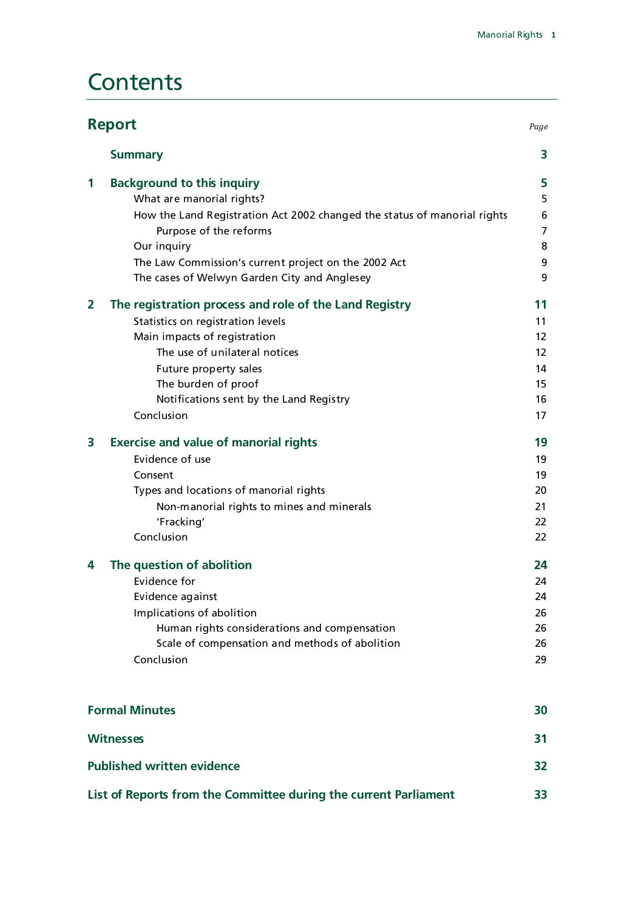# Contents

## Report

| | | Page |
|---|---|---|
| | **Summary** | **3** |
| **1** | **Background to this inquiry** | **5** |
| | What are manorial rights? | 5 |
| | How the Land Registration Act 2002 changed the status of manorial rights | 6 |
| | Purpose of the reforms | 7 |
| | Our inquiry | 8 |
| | The Law Commission's current project on the 2002 Act | 9 |
| | The cases of Welwyn Garden City and Anglesey | 9 |
| **2** | **The registration process and role of the Land Registry** | **11** |
| | Statistics on registration levels | 11 |
| | Main impacts of registration | 12 |
| | The use of unilateral notices | 12 |
| | Future property sales | 14 |
| | The burden of proof | 15 |
| | Notifications sent by the Land Registry | 16 |
| | Conclusion | 17 |
| **3** | **Exercise and value of manorial rights** | **19** |
| | Evidence of use | 19 |
| | Consent | 19 |
| | Types and locations of manorial rights | 20 |
| | Non-manorial rights to mines and minerals | 21 |
| | 'Fracking' | 22 |
| | Conclusion | 22 |
| **4** | **The question of abolition** | **24** |
| | Evidence for | 24 |
| | Evidence against | 24 |
| | Implications of abolition | 26 |
| | Human rights considerations and compensation | 26 |
| | Scale of compensation and methods of abolition | 26 |
| | Conclusion | 29 |

| | |
|---|---|
| **Formal Minutes** | **30** |
| **Witnesses** | **31** |
| **Published written evidence** | **32** |
| **List of Reports from the Committee during the current Parliament** | **33** |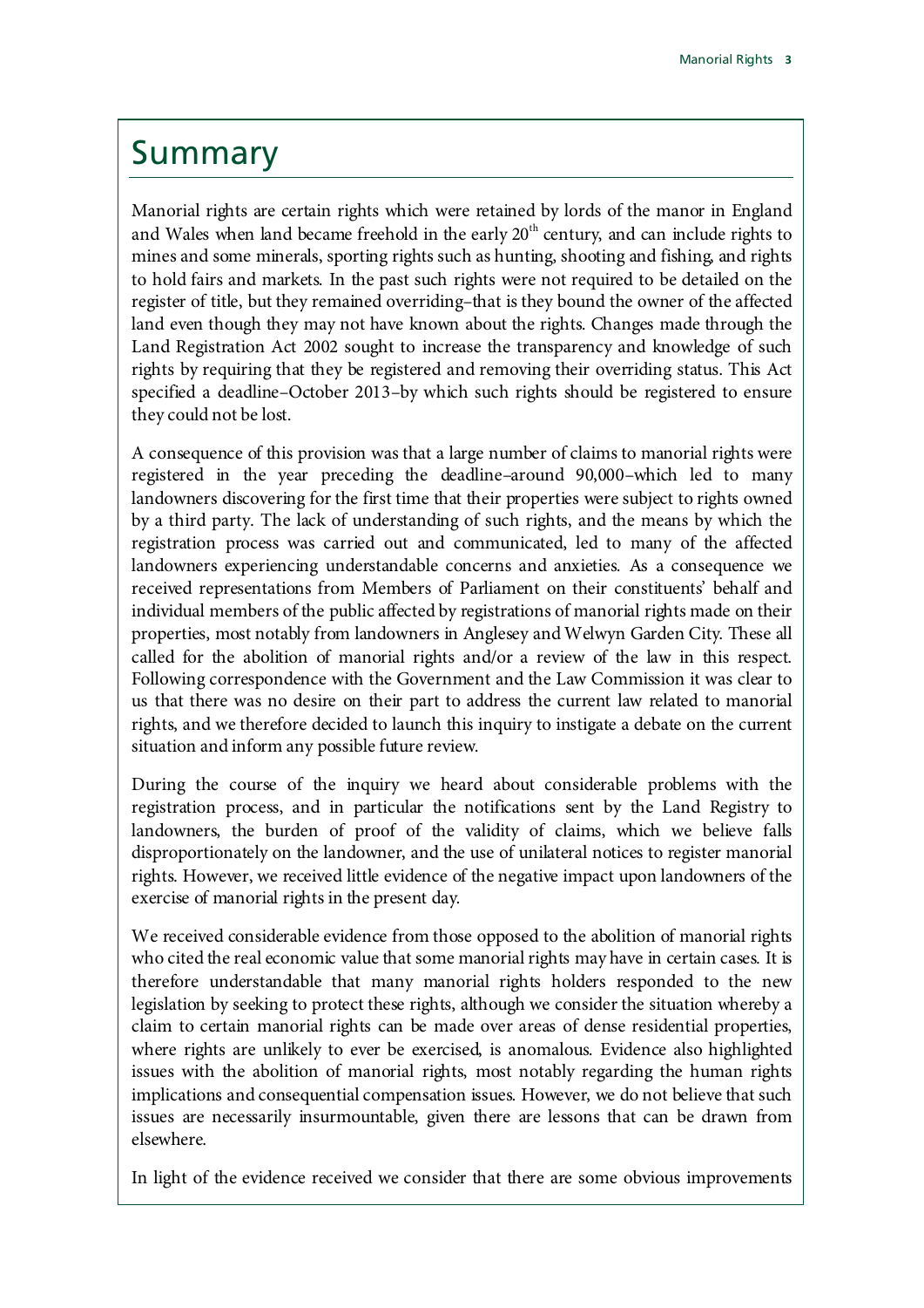# Summary

Manorial rights are certain rights which were retained by lords of the manor in England and Wales when land became freehold in the early 20th century, and can include rights to mines and some minerals, sporting rights such as hunting, shooting and fishing, and rights to hold fairs and markets. In the past such rights were not required to be detailed on the register of title, but they remained overriding–that is they bound the owner of the affected land even though they may not have known about the rights. Changes made through the Land Registration Act 2002 sought to increase the transparency and knowledge of such rights by requiring that they be registered and removing their overriding status. This Act specified a deadline–October 2013–by which such rights should be registered to ensure they could not be lost.

A consequence of this provision was that a large number of claims to manorial rights were registered in the year preceding the deadline–around 90,000–which led to many landowners discovering for the first time that their properties were subject to rights owned by a third party. The lack of understanding of such rights, and the means by which the registration process was carried out and communicated, led to many of the affected landowners experiencing understandable concerns and anxieties. As a consequence we received representations from Members of Parliament on their constituents' behalf and individual members of the public affected by registrations of manorial rights made on their properties, most notably from landowners in Anglesey and Welwyn Garden City. These all called for the abolition of manorial rights and/or a review of the law in this respect. Following correspondence with the Government and the Law Commission it was clear to us that there was no desire on their part to address the current law related to manorial rights, and we therefore decided to launch this inquiry to instigate a debate on the current situation and inform any possible future review.

During the course of the inquiry we heard about considerable problems with the registration process, and in particular the notifications sent by the Land Registry to landowners, the burden of proof of the validity of claims, which we believe falls disproportionately on the landowner, and the use of unilateral notices to register manorial rights. However, we received little evidence of the negative impact upon landowners of the exercise of manorial rights in the present day.

We received considerable evidence from those opposed to the abolition of manorial rights who cited the real economic value that some manorial rights may have in certain cases. It is therefore understandable that many manorial rights holders responded to the new legislation by seeking to protect these rights, although we consider the situation whereby a claim to certain manorial rights can be made over areas of dense residential properties, where rights are unlikely to ever be exercised, is anomalous. Evidence also highlighted issues with the abolition of manorial rights, most notably regarding the human rights implications and consequential compensation issues. However, we do not believe that such issues are necessarily insurmountable, given there are lessons that can be drawn from elsewhere.

In light of the evidence received we consider that there are some obvious improvements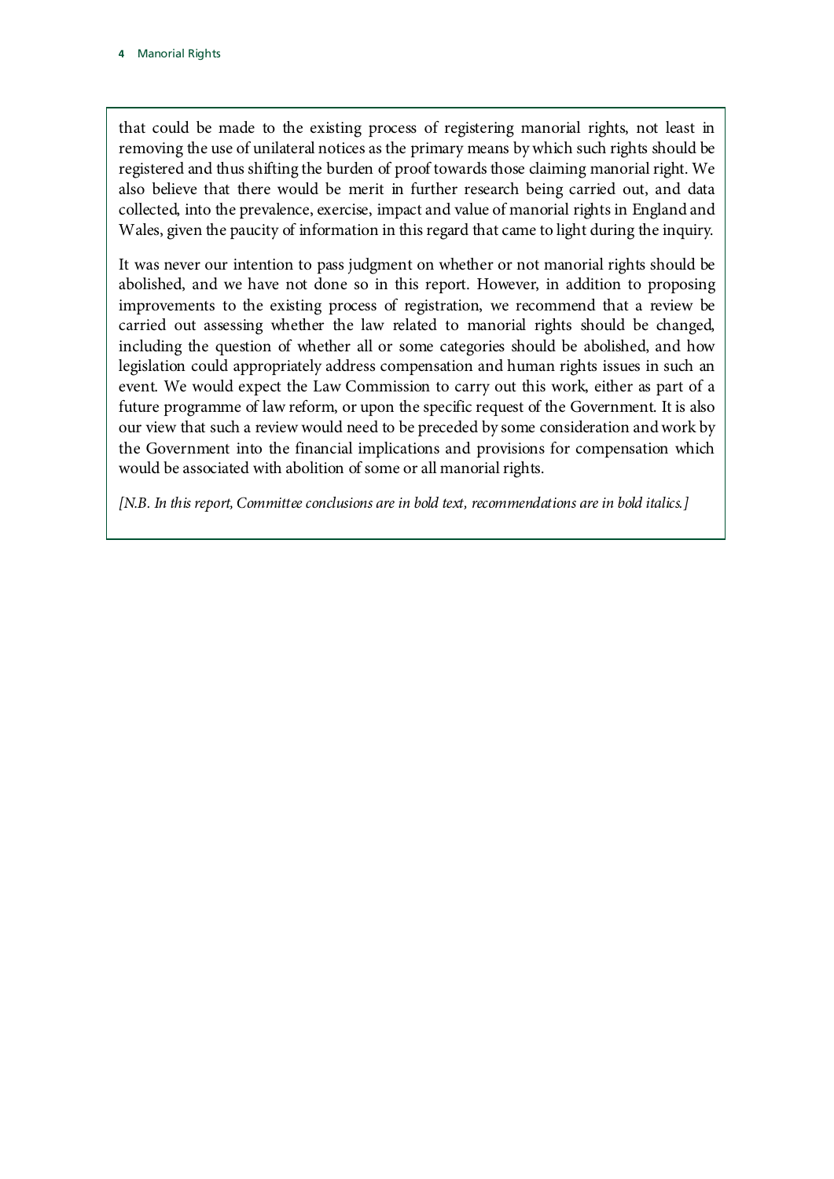that could be made to the existing process of registering manorial rights, not least in removing the use of unilateral notices as the primary means by which such rights should be registered and thus shifting the burden of proof towards those claiming manorial right. We also believe that there would be merit in further research being carried out, and data collected, into the prevalence, exercise, impact and value of manorial rights in England and Wales, given the paucity of information in this regard that came to light during the inquiry.

It was never our intention to pass judgment on whether or not manorial rights should be abolished, and we have not done so in this report. However, in addition to proposing improvements to the existing process of registration, we recommend that a review be carried out assessing whether the law related to manorial rights should be changed, including the question of whether all or some categories should be abolished, and how legislation could appropriately address compensation and human rights issues in such an event. We would expect the Law Commission to carry out this work, either as part of a future programme of law reform, or upon the specific request of the Government. It is also our view that such a review would need to be preceded by some consideration and work by the Government into the financial implications and provisions for compensation which would be associated with abolition of some or all manorial rights.

*[N.B. In this report, Committee conclusions are in bold text, recommendations are in bold italics.]*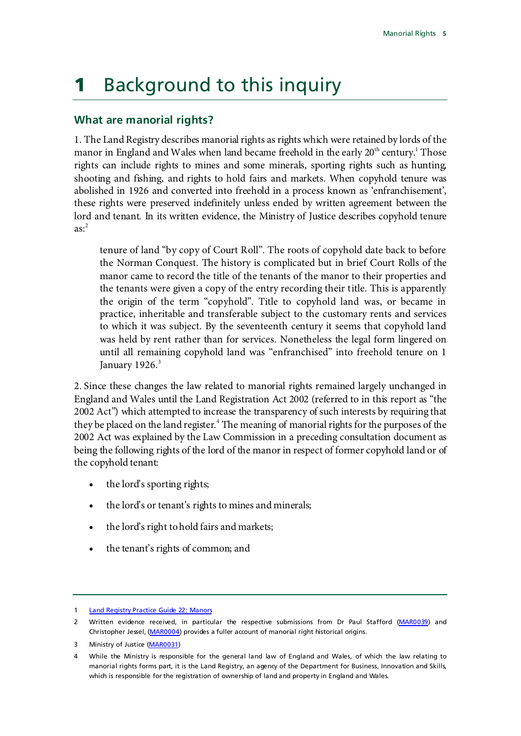# 1 Background to this inquiry

## What are manorial rights?

1. The Land Registry describes manorial rights as rights which were retained by lords of the manor in England and Wales when land became freehold in the early 20th century.[1] Those rights can include rights to mines and some minerals, sporting rights such as hunting, shooting and fishing, and rights to hold fairs and markets. When copyhold tenure was abolished in 1926 and converted into freehold in a process known as 'enfranchisement', these rights were preserved indefinitely unless ended by written agreement between the lord and tenant. In its written evidence, the Ministry of Justice describes copyhold tenure as:[2]

> tenure of land "by copy of Court Roll". The roots of copyhold date back to before the Norman Conquest. The history is complicated but in brief Court Rolls of the manor came to record the title of the tenants of the manor to their properties and the tenants were given a copy of the entry recording their title. This is apparently the origin of the term "copyhold". Title to copyhold land was, or became in practice, inheritable and transferable subject to the customary rents and services to which it was subject. By the seventeenth century it seems that copyhold land was held by rent rather than for services. Nonetheless the legal form lingered on until all remaining copyhold land was "enfranchised" into freehold tenure on 1 January 1926.[3]

2. Since these changes the law related to manorial rights remained largely unchanged in England and Wales until the Land Registration Act 2002 (referred to in this report as "the 2002 Act") which attempted to increase the transparency of such interests by requiring that they be placed on the land register.[4] The meaning of manorial rights for the purposes of the 2002 Act was explained by the Law Commission in a preceding consultation document as being the following rights of the lord of the manor in respect of former copyhold land or of the copyhold tenant:

- the lord's sporting rights;
- the lord's or tenant's rights to mines and minerals;
- the lord's right to hold fairs and markets;
- the tenant's rights of common; and

---

1 Land Registry Practice Guide 22: Manors

2 Written evidence received, in particular the respective submissions from Dr Paul Stafford (MAR0039) and Christopher Jessel, (MAR0004) provides a fuller account of manorial right historical origins.

3 Ministry of Justice (MAR0031)

4 While the Ministry is responsible for the general land law of England and Wales, of which the law relating to manorial rights forms part, it is the Land Registry, an agency of the Department for Business, Innovation and Skills, which is responsible for the registration of ownership of land and property in England and Wales.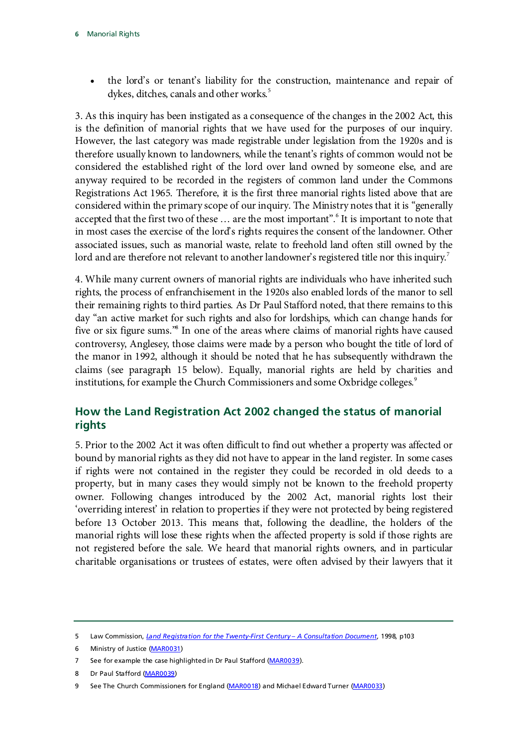- the lord's or tenant's liability for the construction, maintenance and repair of dykes, ditches, canals and other works.[5]

3. As this inquiry has been instigated as a consequence of the changes in the 2002 Act, this is the definition of manorial rights that we have used for the purposes of our inquiry. However, the last category was made registrable under legislation from the 1920s and is therefore usually known to landowners, while the tenant's rights of common would not be considered the established right of the lord over land owned by someone else, and are anyway required to be recorded in the registers of common land under the Commons Registrations Act 1965. Therefore, it is the first three manorial rights listed above that are considered within the primary scope of our inquiry. The Ministry notes that it is "generally accepted that the first two of these … are the most important".[6] It is important to note that in most cases the exercise of the lord's rights requires the consent of the landowner. Other associated issues, such as manorial waste, relate to freehold land often still owned by the lord and are therefore not relevant to another landowner's registered title nor this inquiry.[7]

4. While many current owners of manorial rights are individuals who have inherited such rights, the process of enfranchisement in the 1920s also enabled lords of the manor to sell their remaining rights to third parties. As Dr Paul Stafford noted, that there remains to this day "an active market for such rights and also for lordships, which can change hands for five or six figure sums."[8] In one of the areas where claims of manorial rights have caused controversy, Anglesey, those claims were made by a person who bought the title of lord of the manor in 1992, although it should be noted that he has subsequently withdrawn the claims (see paragraph 15 below). Equally, manorial rights are held by charities and institutions, for example the Church Commissioners and some Oxbridge colleges.[9]

## How the Land Registration Act 2002 changed the status of manorial rights

5. Prior to the 2002 Act it was often difficult to find out whether a property was affected or bound by manorial rights as they did not have to appear in the land register. In some cases if rights were not contained in the register they could be recorded in old deeds to a property, but in many cases they would simply not be known to the freehold property owner. Following changes introduced by the 2002 Act, manorial rights lost their 'overriding interest' in relation to properties if they were not protected by being registered before 13 October 2013. This means that, following the deadline, the holders of the manorial rights will lose these rights when the affected property is sold if those rights are not registered before the sale. We heard that manorial rights owners, and in particular charitable organisations or trustees of estates, were often advised by their lawyers that it

---

5 Law Commission, *Land Registration for the Twenty-First Century – A Consultation Document*, 1998, p103

6 Ministry of Justice (MAR0031)

7 See for example the case highlighted in Dr Paul Stafford (MAR0039).

8 Dr Paul Stafford (MAR0039)

9 See The Church Commissioners for England (MAR0018) and Michael Edward Turner (MAR0033)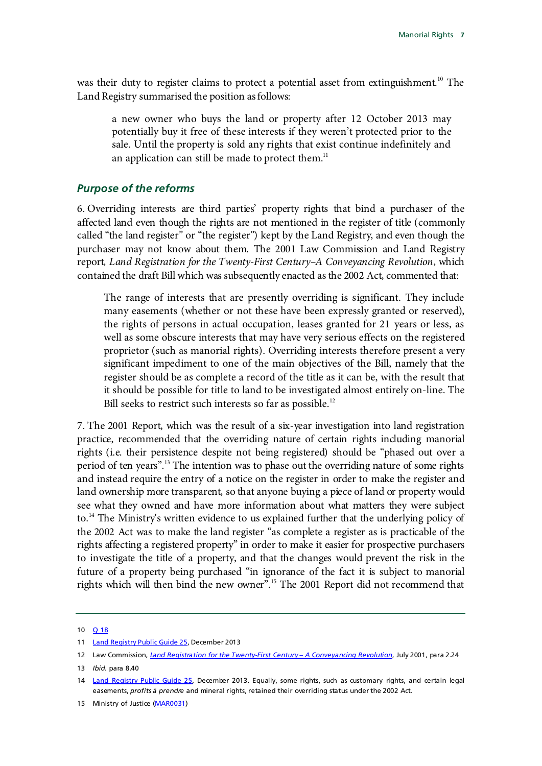was their duty to register claims to protect a potential asset from extinguishment.[10] The Land Registry summarised the position as follows:

> a new owner who buys the land or property after 12 October 2013 may potentially buy it free of these interests if they weren't protected prior to the sale. Until the property is sold any rights that exist continue indefinitely and an application can still be made to protect them.[11]

### *Purpose of the reforms*

6. Overriding interests are third parties' property rights that bind a purchaser of the affected land even though the rights are not mentioned in the register of title (commonly called "the land register" or "the register") kept by the Land Registry, and even though the purchaser may not know about them. The 2001 Law Commission and Land Registry report, *Land Registration for the Twenty-First Century–A Conveyancing Revolution*, which contained the draft Bill which was subsequently enacted as the 2002 Act, commented that:

> The range of interests that are presently overriding is significant. They include many easements (whether or not these have been expressly granted or reserved), the rights of persons in actual occupation, leases granted for 21 years or less, as well as some obscure interests that may have very serious effects on the registered proprietor (such as manorial rights). Overriding interests therefore present a very significant impediment to one of the main objectives of the Bill, namely that the register should be as complete a record of the title as it can be, with the result that it should be possible for title to land to be investigated almost entirely on-line. The Bill seeks to restrict such interests so far as possible.[12]

7. The 2001 Report, which was the result of a six-year investigation into land registration practice, recommended that the overriding nature of certain rights including manorial rights (i.e. their persistence despite not being registered) should be "phased out over a period of ten years".[13] The intention was to phase out the overriding nature of some rights and instead require the entry of a notice on the register in order to make the register and land ownership more transparent, so that anyone buying a piece of land or property would see what they owned and have more information about what matters they were subject to.[14] The Ministry's written evidence to us explained further that the underlying policy of the 2002 Act was to make the land register "as complete a register as is practicable of the rights affecting a registered property" in order to make it easier for prospective purchasers to investigate the title of a property, and that the changes would prevent the risk in the future of a property being purchased "in ignorance of the fact it is subject to manorial rights which will then bind the new owner".[15] The 2001 Report did not recommend that

---

10 Q 18

11 Land Registry Public Guide 25, December 2013

12 Law Commission, *Land Registration for the Twenty-First Century – A Conveyancing Revolution*, July 2001, para 2.24

13 *Ibid.* para 8.40

14 Land Registry Public Guide 25, December 2013. Equally, some rights, such as customary rights, and certain legal easements, *profits à prendre* and mineral rights, retained their overriding status under the 2002 Act.

15 Ministry of Justice (MAR0031)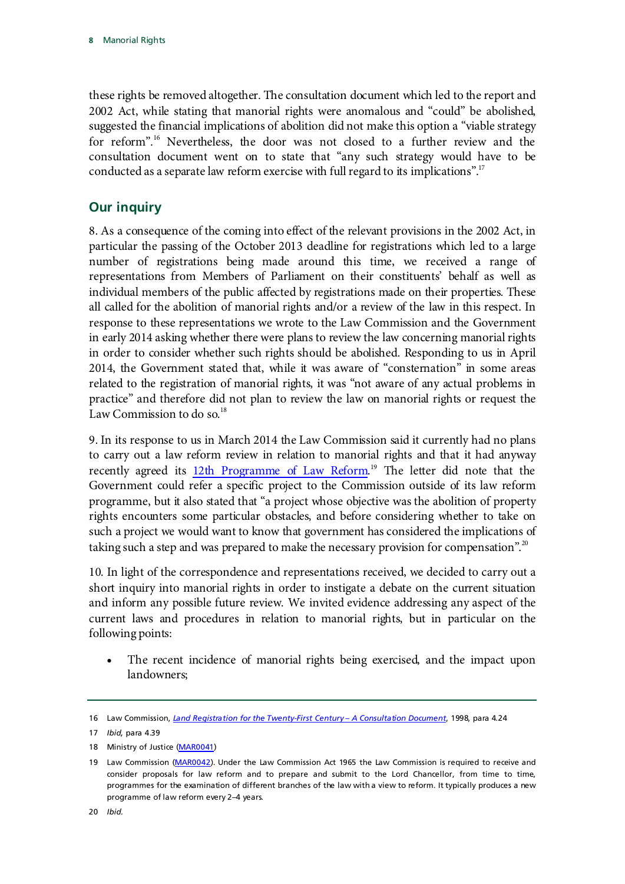these rights be removed altogether. The consultation document which led to the report and 2002 Act, while stating that manorial rights were anomalous and "could" be abolished, suggested the financial implications of abolition did not make this option a "viable strategy for reform".[16] Nevertheless, the door was not closed to a further review and the consultation document went on to state that "any such strategy would have to be conducted as a separate law reform exercise with full regard to its implications".[17]

## Our inquiry

8. As a consequence of the coming into effect of the relevant provisions in the 2002 Act, in particular the passing of the October 2013 deadline for registrations which led to a large number of registrations being made around this time, we received a range of representations from Members of Parliament on their constituents' behalf as well as individual members of the public affected by registrations made on their properties. These all called for the abolition of manorial rights and/or a review of the law in this respect. In response to these representations we wrote to the Law Commission and the Government in early 2014 asking whether there were plans to review the law concerning manorial rights in order to consider whether such rights should be abolished. Responding to us in April 2014, the Government stated that, while it was aware of "consternation" in some areas related to the registration of manorial rights, it was "not aware of any actual problems in practice" and therefore did not plan to review the law on manorial rights or request the Law Commission to do so.[18]

9. In its response to us in March 2014 the Law Commission said it currently had no plans to carry out a law reform review in relation to manorial rights and that it had anyway recently agreed its 12th Programme of Law Reform.[19] The letter did note that the Government could refer a specific project to the Commission outside of its law reform programme, but it also stated that "a project whose objective was the abolition of property rights encounters some particular obstacles, and before considering whether to take on such a project we would want to know that government has considered the implications of taking such a step and was prepared to make the necessary provision for compensation".[20]

10. In light of the correspondence and representations received, we decided to carry out a short inquiry into manorial rights in order to instigate a debate on the current situation and inform any possible future review. We invited evidence addressing any aspect of the current laws and procedures in relation to manorial rights, but in particular on the following points:

- The recent incidence of manorial rights being exercised, and the impact upon landowners;

---

16 Law Commission, *Land Registration for the Twenty-First Century – A Consultation Document*, 1998, para 4.24

17 *Ibid*, para 4.39

18 Ministry of Justice (MAR0041)

19 Law Commission (MAR0042). Under the Law Commission Act 1965 the Law Commission is required to receive and consider proposals for law reform and to prepare and submit to the Lord Chancellor, from time to time, programmes for the examination of different branches of the law with a view to reform. It typically produces a new programme of law reform every 2–4 years.

20 *Ibid.*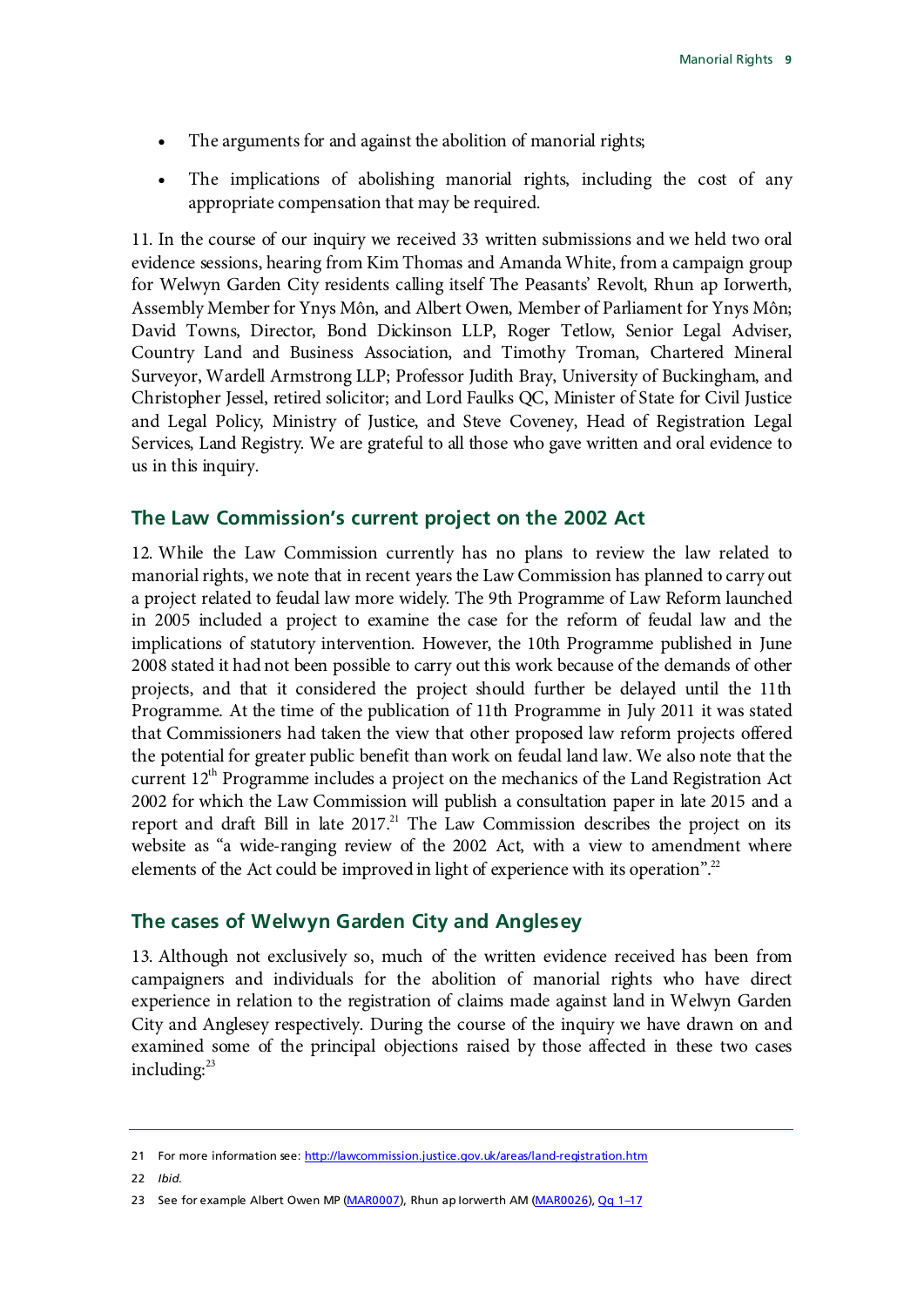- The arguments for and against the abolition of manorial rights;
- The implications of abolishing manorial rights, including the cost of any appropriate compensation that may be required.

11. In the course of our inquiry we received 33 written submissions and we held two oral evidence sessions, hearing from Kim Thomas and Amanda White, from a campaign group for Welwyn Garden City residents calling itself The Peasants' Revolt, Rhun ap Iorwerth, Assembly Member for Ynys Môn, and Albert Owen, Member of Parliament for Ynys Môn; David Towns, Director, Bond Dickinson LLP, Roger Tetlow, Senior Legal Adviser, Country Land and Business Association, and Timothy Troman, Chartered Mineral Surveyor, Wardell Armstrong LLP; Professor Judith Bray, University of Buckingham, and Christopher Jessel, retired solicitor; and Lord Faulks QC, Minister of State for Civil Justice and Legal Policy, Ministry of Justice, and Steve Coveney, Head of Registration Legal Services, Land Registry. We are grateful to all those who gave written and oral evidence to us in this inquiry.

## The Law Commission's current project on the 2002 Act

12. While the Law Commission currently has no plans to review the law related to manorial rights, we note that in recent years the Law Commission has planned to carry out a project related to feudal law more widely. The 9th Programme of Law Reform launched in 2005 included a project to examine the case for the reform of feudal law and the implications of statutory intervention. However, the 10th Programme published in June 2008 stated it had not been possible to carry out this work because of the demands of other projects, and that it considered the project should further be delayed until the 11th Programme. At the time of the publication of 11th Programme in July 2011 it was stated that Commissioners had taken the view that other proposed law reform projects offered the potential for greater public benefit than work on feudal land law. We also note that the current 12th Programme includes a project on the mechanics of the Land Registration Act 2002 for which the Law Commission will publish a consultation paper in late 2015 and a report and draft Bill in late 2017.[21] The Law Commission describes the project on its website as "a wide-ranging review of the 2002 Act, with a view to amendment where elements of the Act could be improved in light of experience with its operation".[22]

## The cases of Welwyn Garden City and Anglesey

13. Although not exclusively so, much of the written evidence received has been from campaigners and individuals for the abolition of manorial rights who have direct experience in relation to the registration of claims made against land in Welwyn Garden City and Anglesey respectively. During the course of the inquiry we have drawn on and examined some of the principal objections raised by those affected in these two cases including:[23]

---

21 For more information see: http://lawcommission.justice.gov.uk/areas/land-registration.htm

22 *Ibid.*

23 See for example Albert Owen MP (MAR0007), Rhun ap Iorwerth AM (MAR0026), Qq 1–17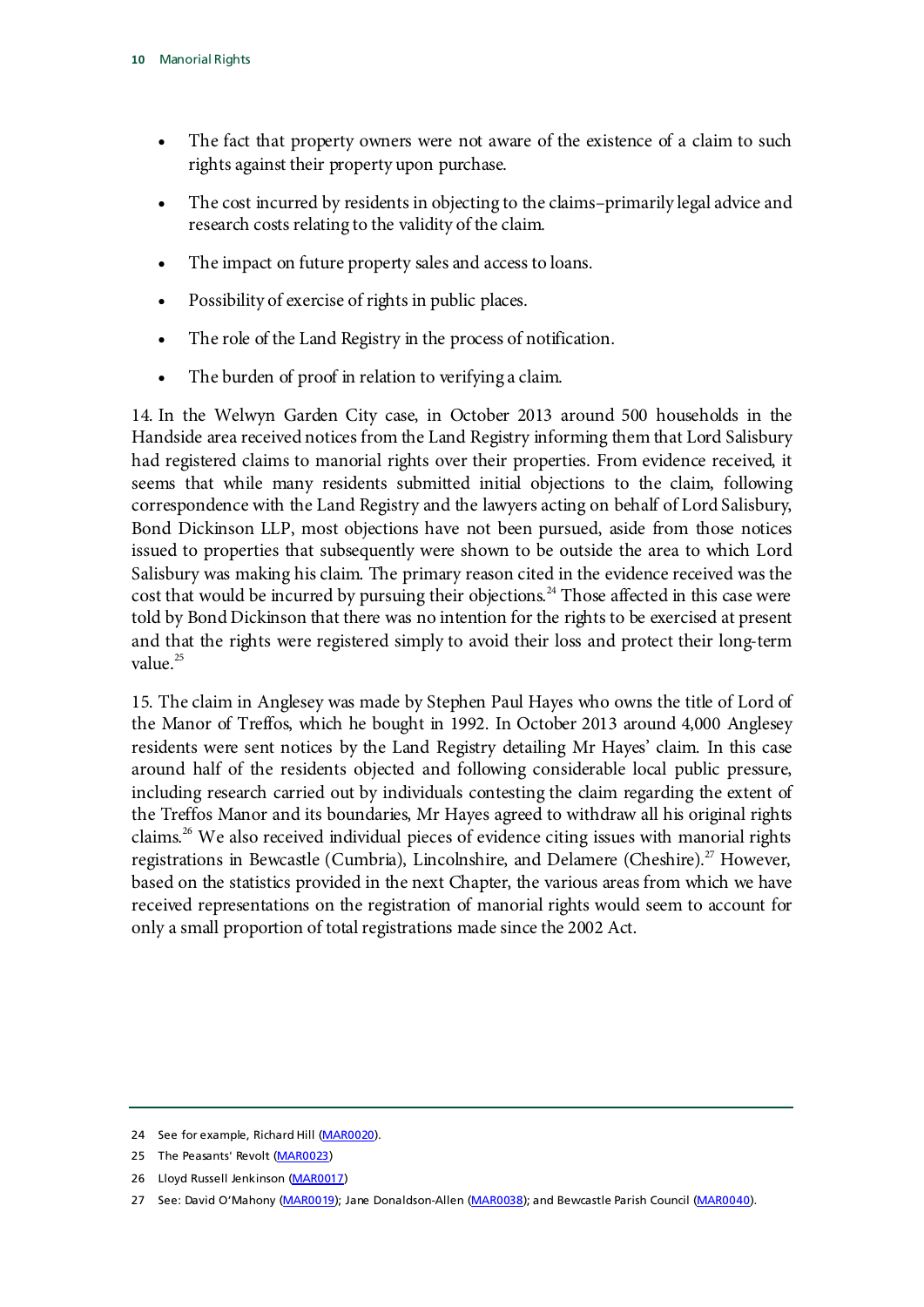- The fact that property owners were not aware of the existence of a claim to such rights against their property upon purchase.
- The cost incurred by residents in objecting to the claims–primarily legal advice and research costs relating to the validity of the claim.
- The impact on future property sales and access to loans.
- Possibility of exercise of rights in public places.
- The role of the Land Registry in the process of notification.
- The burden of proof in relation to verifying a claim.

14. In the Welwyn Garden City case, in October 2013 around 500 households in the Handside area received notices from the Land Registry informing them that Lord Salisbury had registered claims to manorial rights over their properties. From evidence received, it seems that while many residents submitted initial objections to the claim, following correspondence with the Land Registry and the lawyers acting on behalf of Lord Salisbury, Bond Dickinson LLP, most objections have not been pursued, aside from those notices issued to properties that subsequently were shown to be outside the area to which Lord Salisbury was making his claim. The primary reason cited in the evidence received was the cost that would be incurred by pursuing their objections.[24] Those affected in this case were told by Bond Dickinson that there was no intention for the rights to be exercised at present and that the rights were registered simply to avoid their loss and protect their long-term value.[25]

15. The claim in Anglesey was made by Stephen Paul Hayes who owns the title of Lord of the Manor of Treffos, which he bought in 1992. In October 2013 around 4,000 Anglesey residents were sent notices by the Land Registry detailing Mr Hayes' claim. In this case around half of the residents objected and following considerable local public pressure, including research carried out by individuals contesting the claim regarding the extent of the Treffos Manor and its boundaries, Mr Hayes agreed to withdraw all his original rights claims.[26] We also received individual pieces of evidence citing issues with manorial rights registrations in Bewcastle (Cumbria), Lincolnshire, and Delamere (Cheshire).[27] However, based on the statistics provided in the next Chapter, the various areas from which we have received representations on the registration of manorial rights would seem to account for only a small proportion of total registrations made since the 2002 Act.

---

24 See for example, Richard Hill (MAR0020).

25 The Peasants' Revolt (MAR0023)

26 Lloyd Russell Jenkinson (MAR0017)

27 See: David O'Mahony (MAR0019); Jane Donaldson-Allen (MAR0038); and Bewcastle Parish Council (MAR0040).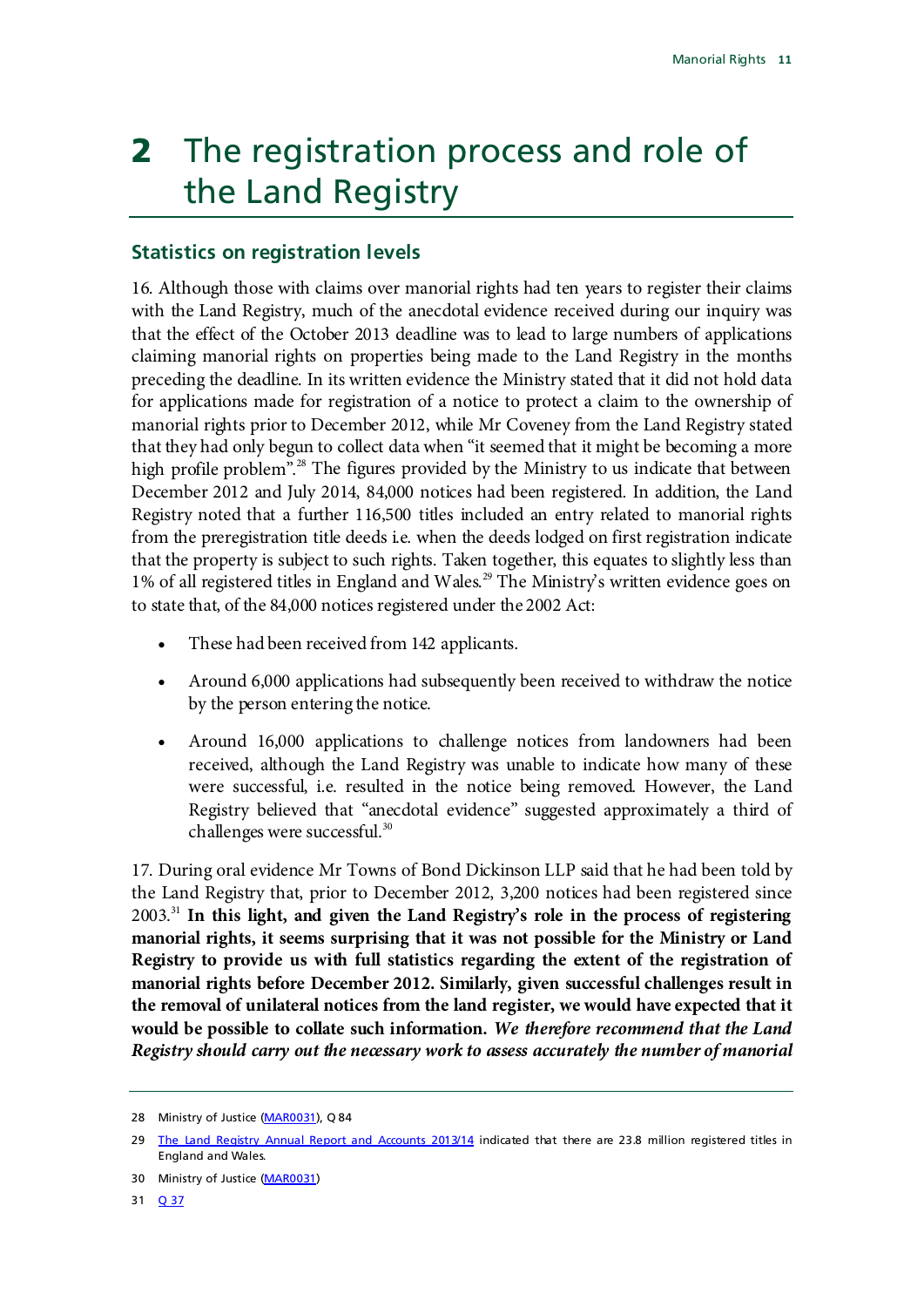# 2 The registration process and role of the Land Registry

## Statistics on registration levels

16. Although those with claims over manorial rights had ten years to register their claims with the Land Registry, much of the anecdotal evidence received during our inquiry was that the effect of the October 2013 deadline was to lead to large numbers of applications claiming manorial rights on properties being made to the Land Registry in the months preceding the deadline. In its written evidence the Ministry stated that it did not hold data for applications made for registration of a notice to protect a claim to the ownership of manorial rights prior to December 2012, while Mr Coveney from the Land Registry stated that they had only begun to collect data when "it seemed that it might be becoming a more high profile problem".[28] The figures provided by the Ministry to us indicate that between December 2012 and July 2014, 84,000 notices had been registered. In addition, the Land Registry noted that a further 116,500 titles included an entry related to manorial rights from the preregistration title deeds i.e. when the deeds lodged on first registration indicate that the property is subject to such rights. Taken together, this equates to slightly less than 1% of all registered titles in England and Wales.[29] The Ministry's written evidence goes on to state that, of the 84,000 notices registered under the 2002 Act:

- These had been received from 142 applicants.
- Around 6,000 applications had subsequently been received to withdraw the notice by the person entering the notice.
- Around 16,000 applications to challenge notices from landowners had been received, although the Land Registry was unable to indicate how many of these were successful, i.e. resulted in the notice being removed. However, the Land Registry believed that "anecdotal evidence" suggested approximately a third of challenges were successful.[30]

17. During oral evidence Mr Towns of Bond Dickinson LLP said that he had been told by the Land Registry that, prior to December 2012, 3,200 notices had been registered since 2003.[31] **In this light, and given the Land Registry's role in the process of registering manorial rights, it seems surprising that it was not possible for the Ministry or Land Registry to provide us with full statistics regarding the extent of the registration of manorial rights before December 2012. Similarly, given successful challenges result in the removal of unilateral notices from the land register, we would have expected that it would be possible to collate such information.** ***We therefore recommend that the Land Registry should carry out the necessary work to assess accurately the number of manorial***

---

28 Ministry of Justice (MAR0031), Q 84

29 The Land Registry Annual Report and Accounts 2013/14 indicated that there are 23.8 million registered titles in England and Wales.

30 Ministry of Justice (MAR0031)

31 Q 37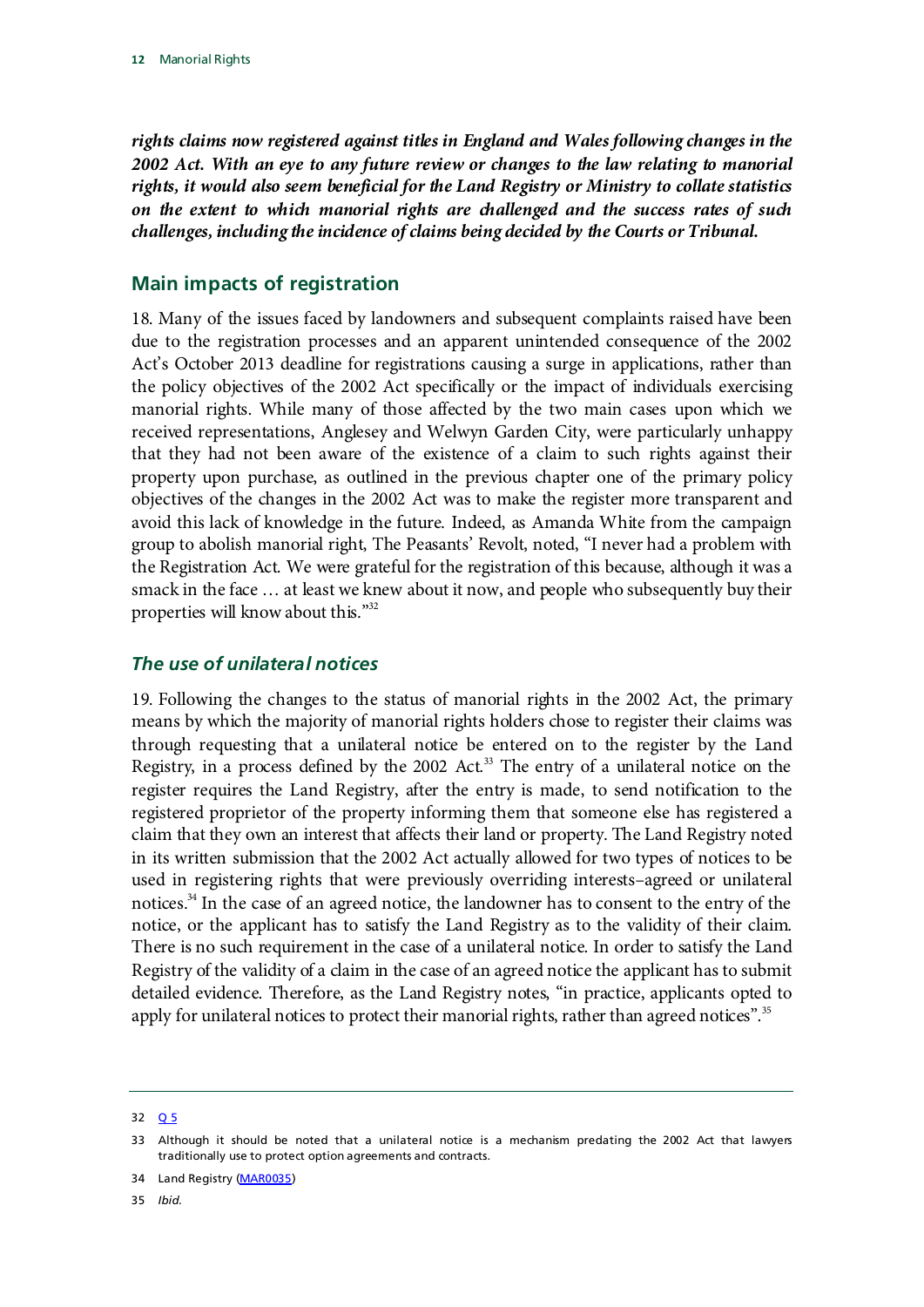***rights claims now registered against titles in England and Wales following changes in the 2002 Act. With an eye to any future review or changes to the law relating to manorial rights, it would also seem beneficial for the Land Registry or Ministry to collate statistics on the extent to which manorial rights are challenged and the success rates of such challenges, including the incidence of claims being decided by the Courts or Tribunal.***

## Main impacts of registration

18. Many of the issues faced by landowners and subsequent complaints raised have been due to the registration processes and an apparent unintended consequence of the 2002 Act's October 2013 deadline for registrations causing a surge in applications, rather than the policy objectives of the 2002 Act specifically or the impact of individuals exercising manorial rights. While many of those affected by the two main cases upon which we received representations, Anglesey and Welwyn Garden City, were particularly unhappy that they had not been aware of the existence of a claim to such rights against their property upon purchase, as outlined in the previous chapter one of the primary policy objectives of the changes in the 2002 Act was to make the register more transparent and avoid this lack of knowledge in the future. Indeed, as Amanda White from the campaign group to abolish manorial right, The Peasants' Revolt, noted, "I never had a problem with the Registration Act. We were grateful for the registration of this because, although it was a smack in the face … at least we knew about it now, and people who subsequently buy their properties will know about this."[32]

### *The use of unilateral notices*

19. Following the changes to the status of manorial rights in the 2002 Act, the primary means by which the majority of manorial rights holders chose to register their claims was through requesting that a unilateral notice be entered on to the register by the Land Registry, in a process defined by the 2002 Act.[33] The entry of a unilateral notice on the register requires the Land Registry, after the entry is made, to send notification to the registered proprietor of the property informing them that someone else has registered a claim that they own an interest that affects their land or property. The Land Registry noted in its written submission that the 2002 Act actually allowed for two types of notices to be used in registering rights that were previously overriding interests–agreed or unilateral notices.[34] In the case of an agreed notice, the landowner has to consent to the entry of the notice, or the applicant has to satisfy the Land Registry as to the validity of their claim. There is no such requirement in the case of a unilateral notice. In order to satisfy the Land Registry of the validity of a claim in the case of an agreed notice the applicant has to submit detailed evidence. Therefore, as the Land Registry notes, "in practice, applicants opted to apply for unilateral notices to protect their manorial rights, rather than agreed notices".[35]

---

32 Q 5

33 Although it should be noted that a unilateral notice is a mechanism predating the 2002 Act that lawyers traditionally use to protect option agreements and contracts.

34 Land Registry (MAR0035)

35 *Ibid.*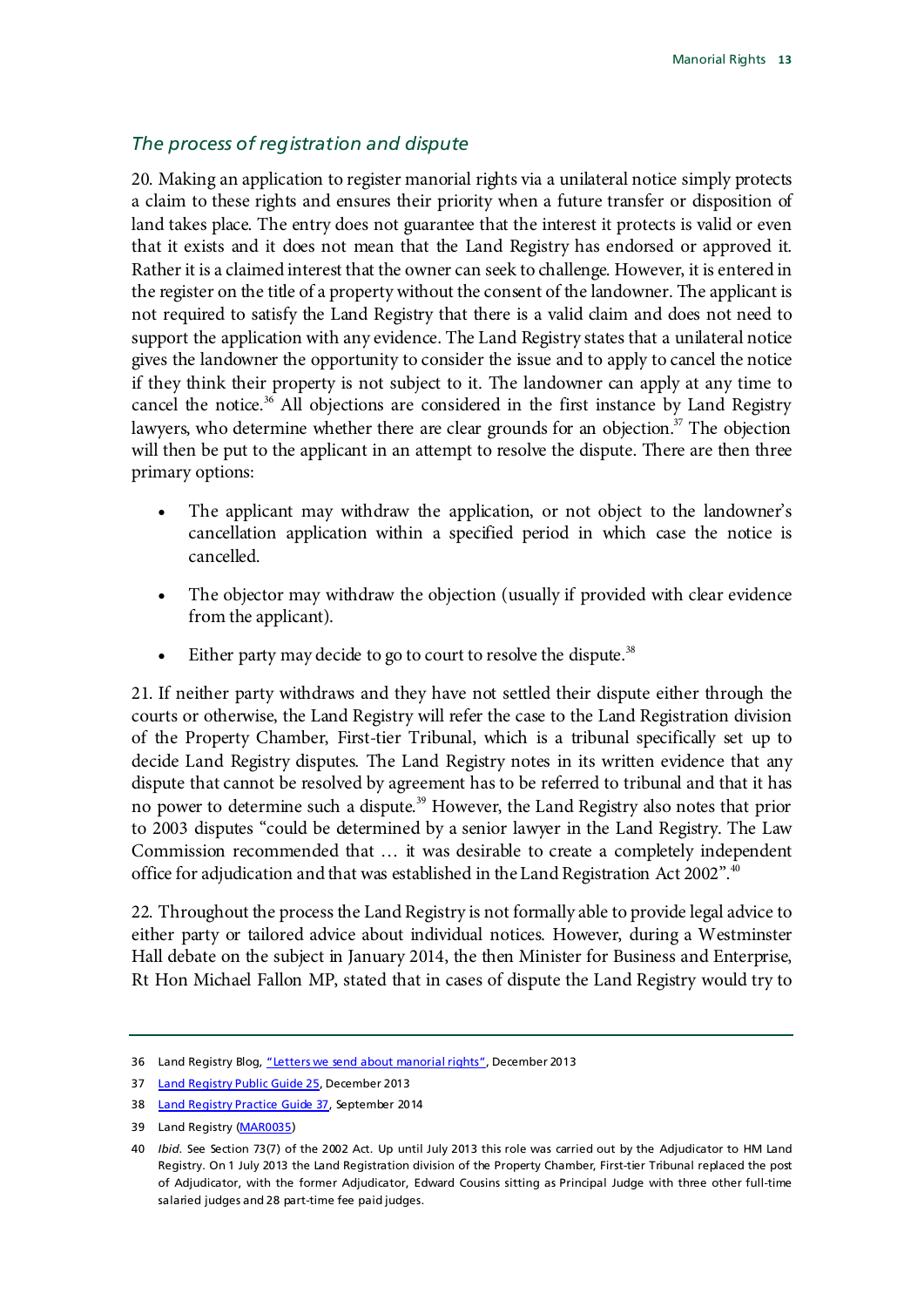### *The process of registration and dispute*

20. Making an application to register manorial rights via a unilateral notice simply protects a claim to these rights and ensures their priority when a future transfer or disposition of land takes place. The entry does not guarantee that the interest it protects is valid or even that it exists and it does not mean that the Land Registry has endorsed or approved it. Rather it is a claimed interest that the owner can seek to challenge. However, it is entered in the register on the title of a property without the consent of the landowner. The applicant is not required to satisfy the Land Registry that there is a valid claim and does not need to support the application with any evidence. The Land Registry states that a unilateral notice gives the landowner the opportunity to consider the issue and to apply to cancel the notice if they think their property is not subject to it. The landowner can apply at any time to cancel the notice.[36] All objections are considered in the first instance by Land Registry lawyers, who determine whether there are clear grounds for an objection.[37] The objection will then be put to the applicant in an attempt to resolve the dispute. There are then three primary options:

- The applicant may withdraw the application, or not object to the landowner's cancellation application within a specified period in which case the notice is cancelled.
- The objector may withdraw the objection (usually if provided with clear evidence from the applicant).
- Either party may decide to go to court to resolve the dispute.[38]

21. If neither party withdraws and they have not settled their dispute either through the courts or otherwise, the Land Registry will refer the case to the Land Registration division of the Property Chamber, First-tier Tribunal, which is a tribunal specifically set up to decide Land Registry disputes. The Land Registry notes in its written evidence that any dispute that cannot be resolved by agreement has to be referred to tribunal and that it has no power to determine such a dispute.[39] However, the Land Registry also notes that prior to 2003 disputes "could be determined by a senior lawyer in the Land Registry. The Law Commission recommended that … it was desirable to create a completely independent office for adjudication and that was established in the Land Registration Act 2002".[40]

22. Throughout the process the Land Registry is not formally able to provide legal advice to either party or tailored advice about individual notices. However, during a Westminster Hall debate on the subject in January 2014, the then Minister for Business and Enterprise, Rt Hon Michael Fallon MP, stated that in cases of dispute the Land Registry would try to

---

36 Land Registry Blog, "Letters we send about manorial rights", December 2013

37 Land Registry Public Guide 25, December 2013

38 Land Registry Practice Guide 37, September 2014

39 Land Registry (MAR0035)

40 *Ibid.* See Section 73(7) of the 2002 Act. Up until July 2013 this role was carried out by the Adjudicator to HM Land Registry. On 1 July 2013 the Land Registration division of the Property Chamber, First-tier Tribunal replaced the post of Adjudicator, with the former Adjudicator, Edward Cousins sitting as Principal Judge with three other full-time salaried judges and 28 part-time fee paid judges.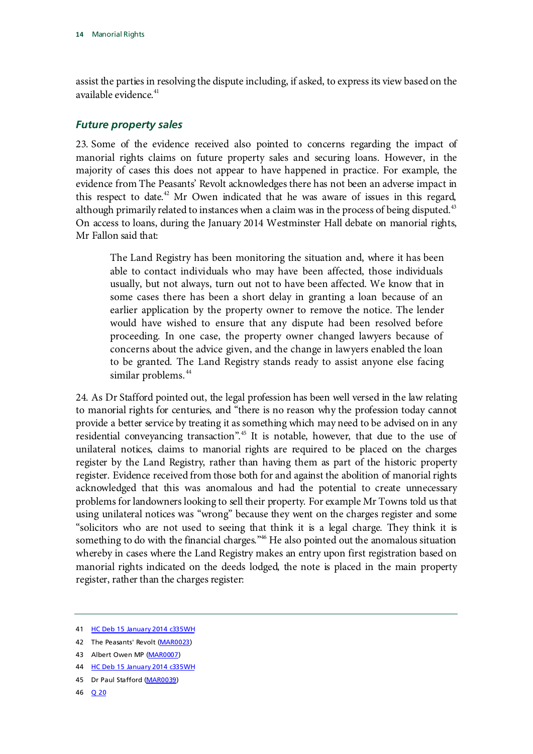assist the parties in resolving the dispute including, if asked, to express its view based on the available evidence.[41]

### *Future property sales*

23. Some of the evidence received also pointed to concerns regarding the impact of manorial rights claims on future property sales and securing loans. However, in the majority of cases this does not appear to have happened in practice. For example, the evidence from The Peasants' Revolt acknowledges there has not been an adverse impact in this respect to date.[42] Mr Owen indicated that he was aware of issues in this regard, although primarily related to instances when a claim was in the process of being disputed.[43] On access to loans, during the January 2014 Westminster Hall debate on manorial rights, Mr Fallon said that:

> The Land Registry has been monitoring the situation and, where it has been able to contact individuals who may have been affected, those individuals usually, but not always, turn out not to have been affected. We know that in some cases there has been a short delay in granting a loan because of an earlier application by the property owner to remove the notice. The lender would have wished to ensure that any dispute had been resolved before proceeding. In one case, the property owner changed lawyers because of concerns about the advice given, and the change in lawyers enabled the loan to be granted. The Land Registry stands ready to assist anyone else facing similar problems.[44]

24. As Dr Stafford pointed out, the legal profession has been well versed in the law relating to manorial rights for centuries, and "there is no reason why the profession today cannot provide a better service by treating it as something which may need to be advised on in any residential conveyancing transaction".[45] It is notable, however, that due to the use of unilateral notices, claims to manorial rights are required to be placed on the charges register by the Land Registry, rather than having them as part of the historic property register. Evidence received from those both for and against the abolition of manorial rights acknowledged that this was anomalous and had the potential to create unnecessary problems for landowners looking to sell their property. For example Mr Towns told us that using unilateral notices was "wrong" because they went on the charges register and some "solicitors who are not used to seeing that think it is a legal charge. They think it is something to do with the financial charges."[46] He also pointed out the anomalous situation whereby in cases where the Land Registry makes an entry upon first registration based on manorial rights indicated on the deeds lodged, the note is placed in the main property register, rather than the charges register:

---

41 HC Deb 15 January 2014 c335WH

42 The Peasants' Revolt (MAR0023)

43 Albert Owen MP (MAR0007)

44 HC Deb 15 January 2014 c335WH

45 Dr Paul Stafford (MAR0039)

46 Q 20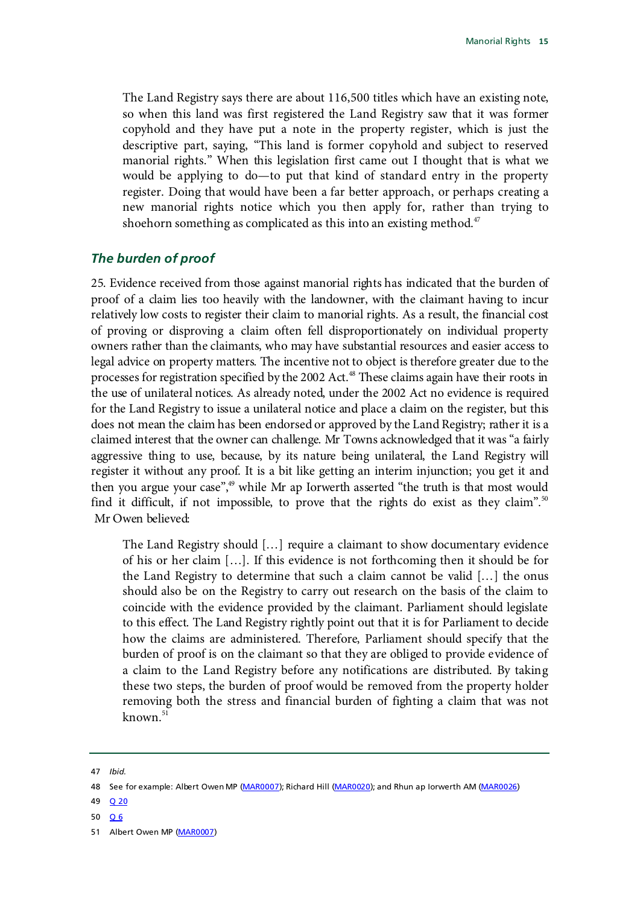> The Land Registry says there are about 116,500 titles which have an existing note, so when this land was first registered the Land Registry saw that it was former copyhold and they have put a note in the property register, which is just the descriptive part, saying, "This land is former copyhold and subject to reserved manorial rights." When this legislation first came out I thought that is what we would be applying to do—to put that kind of standard entry in the property register. Doing that would have been a far better approach, or perhaps creating a new manorial rights notice which you then apply for, rather than trying to shoehorn something as complicated as this into an existing method.[47]

### *The burden of proof*

25. Evidence received from those against manorial rights has indicated that the burden of proof of a claim lies too heavily with the landowner, with the claimant having to incur relatively low costs to register their claim to manorial rights. As a result, the financial cost of proving or disproving a claim often fell disproportionately on individual property owners rather than the claimants, who may have substantial resources and easier access to legal advice on property matters. The incentive not to object is therefore greater due to the processes for registration specified by the 2002 Act.[48] These claims again have their roots in the use of unilateral notices. As already noted, under the 2002 Act no evidence is required for the Land Registry to issue a unilateral notice and place a claim on the register, but this does not mean the claim has been endorsed or approved by the Land Registry; rather it is a claimed interest that the owner can challenge. Mr Towns acknowledged that it was "a fairly aggressive thing to use, because, by its nature being unilateral, the Land Registry will register it without any proof. It is a bit like getting an interim injunction; you get it and then you argue your case",[49] while Mr ap Iorwerth asserted "the truth is that most would find it difficult, if not impossible, to prove that the rights do exist as they claim".[50] Mr Owen believed:

> The Land Registry should […] require a claimant to show documentary evidence of his or her claim […]. If this evidence is not forthcoming then it should be for the Land Registry to determine that such a claim cannot be valid […] the onus should also be on the Registry to carry out research on the basis of the claim to coincide with the evidence provided by the claimant. Parliament should legislate to this effect. The Land Registry rightly point out that it is for Parliament to decide how the claims are administered. Therefore, Parliament should specify that the burden of proof is on the claimant so that they are obliged to provide evidence of a claim to the Land Registry before any notifications are distributed. By taking these two steps, the burden of proof would be removed from the property holder removing both the stress and financial burden of fighting a claim that was not known.[51]

---

47 *Ibid.*

48 See for example: Albert Owen MP (MAR0007); Richard Hill (MAR0020); and Rhun ap Iorwerth AM (MAR0026)

49 Q 20

50 Q 6

51 Albert Owen MP (MAR0007)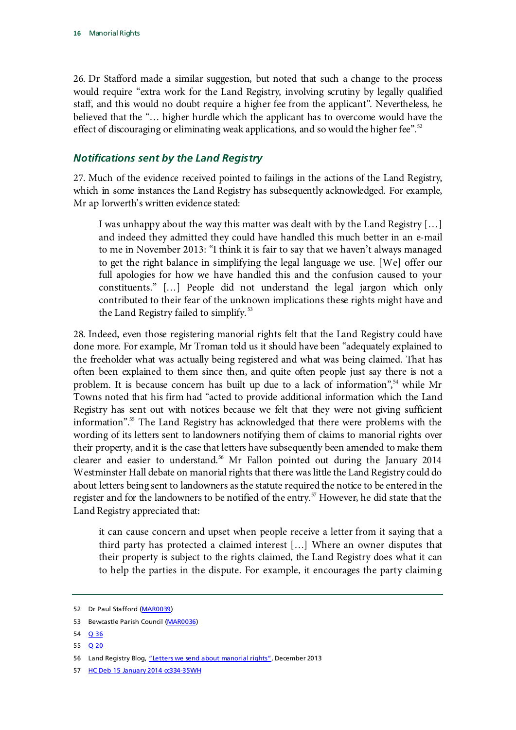26. Dr Stafford made a similar suggestion, but noted that such a change to the process would require "extra work for the Land Registry, involving scrutiny by legally qualified staff, and this would no doubt require a higher fee from the applicant". Nevertheless, he believed that the "… higher hurdle which the applicant has to overcome would have the effect of discouraging or eliminating weak applications, and so would the higher fee".[52]

### *Notifications sent by the Land Registry*

27. Much of the evidence received pointed to failings in the actions of the Land Registry, which in some instances the Land Registry has subsequently acknowledged. For example, Mr ap Iorwerth's written evidence stated:

> I was unhappy about the way this matter was dealt with by the Land Registry […] and indeed they admitted they could have handled this much better in an e-mail to me in November 2013: "I think it is fair to say that we haven't always managed to get the right balance in simplifying the legal language we use. [We] offer our full apologies for how we have handled this and the confusion caused to your constituents." […] People did not understand the legal jargon which only contributed to their fear of the unknown implications these rights might have and the Land Registry failed to simplify.[53]

28. Indeed, even those registering manorial rights felt that the Land Registry could have done more. For example, Mr Troman told us it should have been "adequately explained to the freeholder what was actually being registered and what was being claimed. That has often been explained to them since then, and quite often people just say there is not a problem. It is because concern has built up due to a lack of information",[54] while Mr Towns noted that his firm had "acted to provide additional information which the Land Registry has sent out with notices because we felt that they were not giving sufficient information".[55] The Land Registry has acknowledged that there were problems with the wording of its letters sent to landowners notifying them of claims to manorial rights over their property, and it is the case that letters have subsequently been amended to make them clearer and easier to understand.[56] Mr Fallon pointed out during the January 2014 Westminster Hall debate on manorial rights that there was little the Land Registry could do about letters being sent to landowners as the statute required the notice to be entered in the register and for the landowners to be notified of the entry.[57] However, he did state that the Land Registry appreciated that:

> it can cause concern and upset when people receive a letter from it saying that a third party has protected a claimed interest […] Where an owner disputes that their property is subject to the rights claimed, the Land Registry does what it can to help the parties in the dispute. For example, it encourages the party claiming

---

52 Dr Paul Stafford (MAR0039)

53 Bewcastle Parish Council (MAR0036)

54 Q 36

55 Q 20

56 Land Registry Blog, "Letters we send about manorial rights", December 2013

57 HC Deb 15 January 2014 cc334-35WH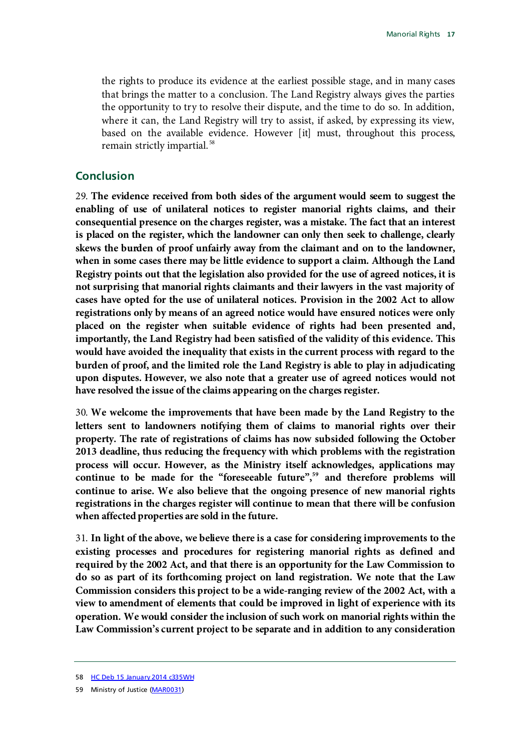the rights to produce its evidence at the earliest possible stage, and in many cases that brings the matter to a conclusion. The Land Registry always gives the parties the opportunity to try to resolve their dispute, and the time to do so. In addition, where it can, the Land Registry will try to assist, if asked, by expressing its view, based on the available evidence. However [it] must, throughout this process, remain strictly impartial.[58]

## Conclusion

29. **The evidence received from both sides of the argument would seem to suggest the enabling of use of unilateral notices to register manorial rights claims, and their consequential presence on the charges register, was a mistake. The fact that an interest is placed on the register, which the landowner can only then seek to challenge, clearly skews the burden of proof unfairly away from the claimant and on to the landowner, when in some cases there may be little evidence to support a claim. Although the Land Registry points out that the legislation also provided for the use of agreed notices, it is not surprising that manorial rights claimants and their lawyers in the vast majority of cases have opted for the use of unilateral notices. Provision in the 2002 Act to allow registrations only by means of an agreed notice would have ensured notices were only placed on the register when suitable evidence of rights had been presented and, importantly, the Land Registry had been satisfied of the validity of this evidence. This would have avoided the inequality that exists in the current process with regard to the burden of proof, and the limited role the Land Registry is able to play in adjudicating upon disputes. However, we also note that a greater use of agreed notices would not have resolved the issue of the claims appearing on the charges register.**

30. **We welcome the improvements that have been made by the Land Registry to the letters sent to landowners notifying them of claims to manorial rights over their property. The rate of registrations of claims has now subsided following the October 2013 deadline, thus reducing the frequency with which problems with the registration process will occur. However, as the Ministry itself acknowledges, applications may continue to be made for the "foreseeable future",[59] and therefore problems will continue to arise. We also believe that the ongoing presence of new manorial rights registrations in the charges register will continue to mean that there will be confusion when affected properties are sold in the future.**

31. **In light of the above, we believe there is a case for considering improvements to the existing processes and procedures for registering manorial rights as defined and required by the 2002 Act, and that there is an opportunity for the Law Commission to do so as part of its forthcoming project on land registration. We note that the Law Commission considers this project to be a wide-ranging review of the 2002 Act, with a view to amendment of elements that could be improved in light of experience with its operation. We would consider the inclusion of such work on manorial rights within the Law Commission's current project to be separate and in addition to any consideration**

---

58 HC Deb 15 January 2014 c335WH

59 Ministry of Justice (MAR0031)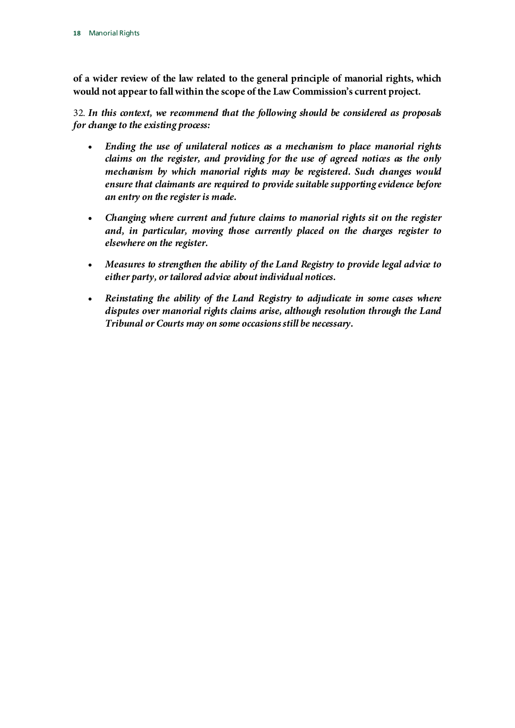**of a wider review of the law related to the general principle of manorial rights, which would not appear to fall within the scope of the Law Commission's current project.**

32. ***In this context, we recommend that the following should be considered as proposals for change to the existing process:***

- ***Ending the use of unilateral notices as a mechanism to place manorial rights claims on the register, and providing for the use of agreed notices as the only mechanism by which manorial rights may be registered. Such changes would ensure that claimants are required to provide suitable supporting evidence before an entry on the register is made.***

- ***Changing where current and future claims to manorial rights sit on the register and, in particular, moving those currently placed on the charges register to elsewhere on the register.***

- ***Measures to strengthen the ability of the Land Registry to provide legal advice to either party, or tailored advice about individual notices.***

- ***Reinstating the ability of the Land Registry to adjudicate in some cases where disputes over manorial rights claims arise, although resolution through the Land Tribunal or Courts may on some occasions still be necessary.***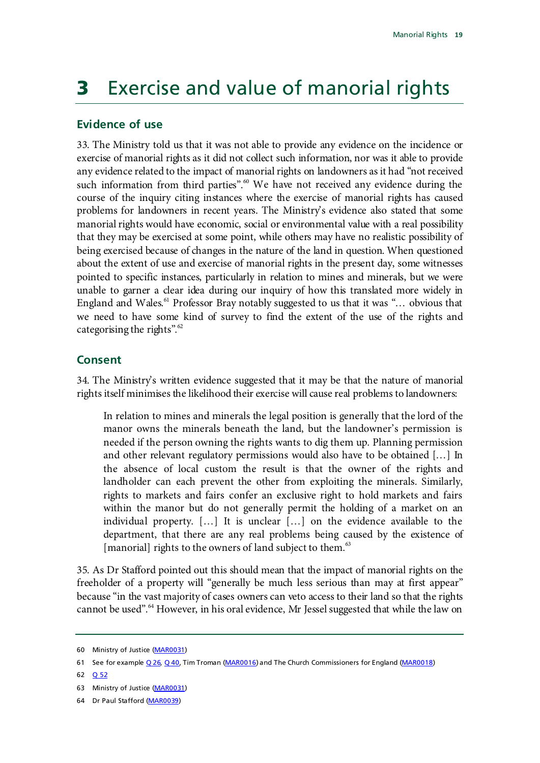# 3 Exercise and value of manorial rights

## Evidence of use

33. The Ministry told us that it was not able to provide any evidence on the incidence or exercise of manorial rights as it did not collect such information, nor was it able to provide any evidence related to the impact of manorial rights on landowners as it had "not received such information from third parties".[60] We have not received any evidence during the course of the inquiry citing instances where the exercise of manorial rights has caused problems for landowners in recent years. The Ministry's evidence also stated that some manorial rights would have economic, social or environmental value with a real possibility that they may be exercised at some point, while others may have no realistic possibility of being exercised because of changes in the nature of the land in question. When questioned about the extent of use and exercise of manorial rights in the present day, some witnesses pointed to specific instances, particularly in relation to mines and minerals, but we were unable to garner a clear idea during our inquiry of how this translated more widely in England and Wales.[61] Professor Bray notably suggested to us that it was "… obvious that we need to have some kind of survey to find the extent of the use of the rights and categorising the rights".[62]

## Consent

34. The Ministry's written evidence suggested that it may be that the nature of manorial rights itself minimises the likelihood their exercise will cause real problems to landowners:

> In relation to mines and minerals the legal position is generally that the lord of the manor owns the minerals beneath the land, but the landowner's permission is needed if the person owning the rights wants to dig them up. Planning permission and other relevant regulatory permissions would also have to be obtained […] In the absence of local custom the result is that the owner of the rights and landholder can each prevent the other from exploiting the minerals. Similarly, rights to markets and fairs confer an exclusive right to hold markets and fairs within the manor but do not generally permit the holding of a market on an individual property. […] It is unclear […] on the evidence available to the department, that there are any real problems being caused by the existence of [manorial] rights to the owners of land subject to them.[63]

35. As Dr Stafford pointed out this should mean that the impact of manorial rights on the freeholder of a property will "generally be much less serious than may at first appear" because "in the vast majority of cases owners can veto access to their land so that the rights cannot be used".[64] However, in his oral evidence, Mr Jessel suggested that while the law on

---

60 Ministry of Justice (MAR0031)

61 See for example Q 26, Q 40, Tim Troman (MAR0016) and The Church Commissioners for England (MAR0018)

62 Q 52

63 Ministry of Justice (MAR0031)

64 Dr Paul Stafford (MAR0039)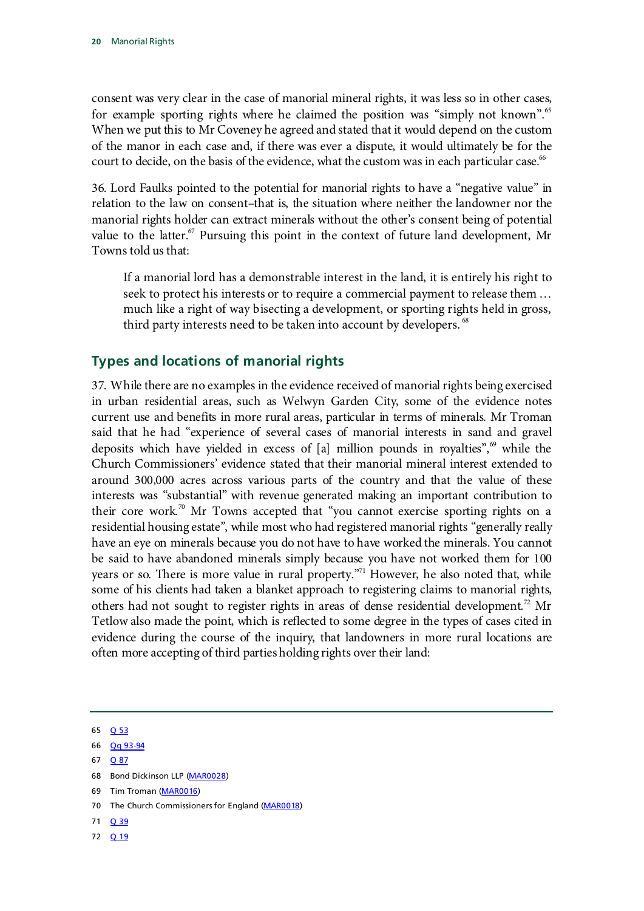consent was very clear in the case of manorial mineral rights, it was less so in other cases, for example sporting rights where he claimed the position was "simply not known".[65] When we put this to Mr Coveney he agreed and stated that it would depend on the custom of the manor in each case and, if there was ever a dispute, it would ultimately be for the court to decide, on the basis of the evidence, what the custom was in each particular case.[66]

36. Lord Faulks pointed to the potential for manorial rights to have a "negative value" in relation to the law on consent–that is, the situation where neither the landowner nor the manorial rights holder can extract minerals without the other's consent being of potential value to the latter.[67] Pursuing this point in the context of future land development, Mr Towns told us that:

> If a manorial lord has a demonstrable interest in the land, it is entirely his right to seek to protect his interests or to require a commercial payment to release them … much like a right of way bisecting a development, or sporting rights held in gross, third party interests need to be taken into account by developers.[68]

## Types and locations of manorial rights

37. While there are no examples in the evidence received of manorial rights being exercised in urban residential areas, such as Welwyn Garden City, some of the evidence notes current use and benefits in more rural areas, particular in terms of minerals. Mr Troman said that he had "experience of several cases of manorial interests in sand and gravel deposits which have yielded in excess of [a] million pounds in royalties",[69] while the Church Commissioners' evidence stated that their manorial mineral interest extended to around 300,000 acres across various parts of the country and that the value of these interests was "substantial" with revenue generated making an important contribution to their core work.[70] Mr Towns accepted that "you cannot exercise sporting rights on a residential housing estate", while most who had registered manorial rights "generally really have an eye on minerals because you do not have to have worked the minerals. You cannot be said to have abandoned minerals simply because you have not worked them for 100 years or so. There is more value in rural property."[71] However, he also noted that, while some of his clients had taken a blanket approach to registering claims to manorial rights, others had not sought to register rights in areas of dense residential development.[72] Mr Tetlow also made the point, which is reflected to some degree in the types of cases cited in evidence during the course of the inquiry, that landowners in more rural locations are often more accepting of third parties holding rights over their land:

---

65 Q 53

66 Qq 93-94

67 Q 87

68 Bond Dickinson LLP (MAR0028)

69 Tim Troman (MAR0016)

70 The Church Commissioners for England (MAR0018)

71 Q 39

72 Q 19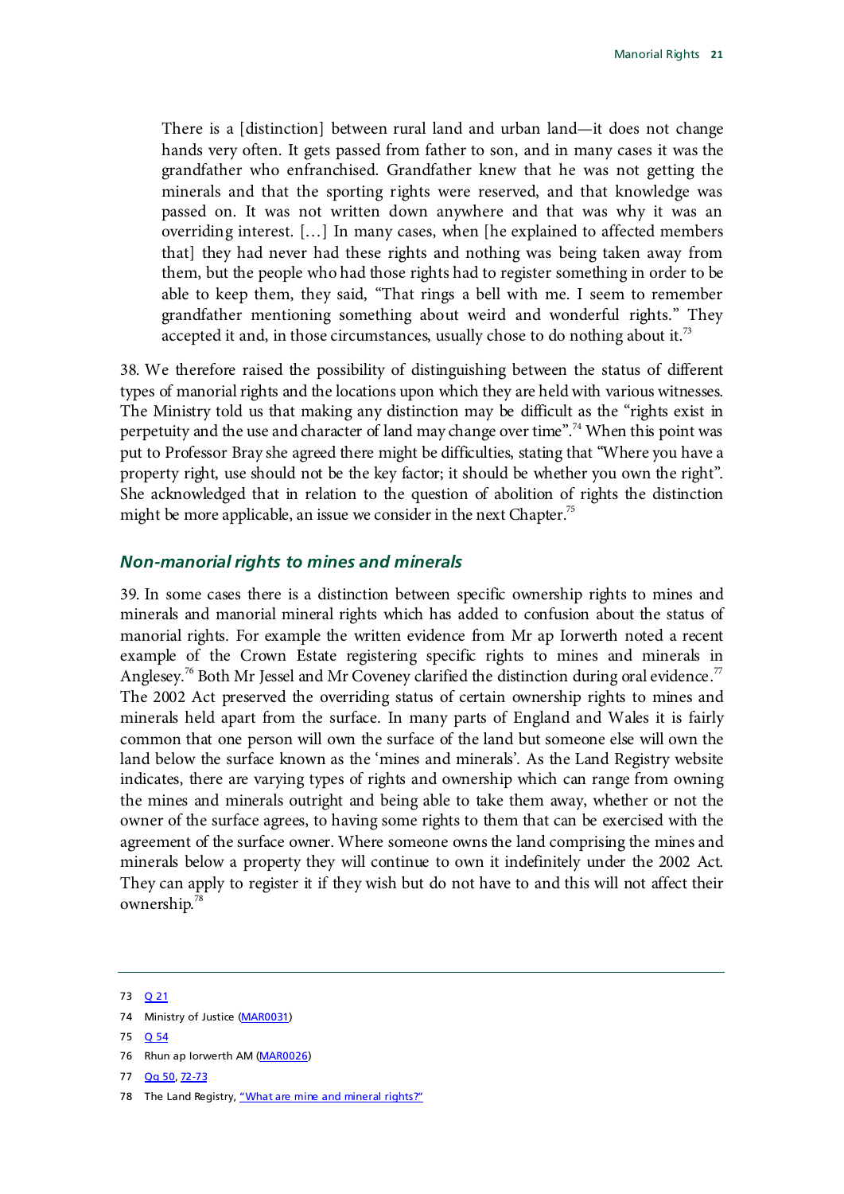> There is a [distinction] between rural land and urban land—it does not change hands very often. It gets passed from father to son, and in many cases it was the grandfather who enfranchised. Grandfather knew that he was not getting the minerals and that the sporting rights were reserved, and that knowledge was passed on. It was not written down anywhere and that was why it was an overriding interest. […] In many cases, when [he explained to affected members that] they had never had these rights and nothing was being taken away from them, but the people who had those rights had to register something in order to be able to keep them, they said, "That rings a bell with me. I seem to remember grandfather mentioning something about weird and wonderful rights." They accepted it and, in those circumstances, usually chose to do nothing about it.[73]

38. We therefore raised the possibility of distinguishing between the status of different types of manorial rights and the locations upon which they are held with various witnesses. The Ministry told us that making any distinction may be difficult as the "rights exist in perpetuity and the use and character of land may change over time".[74] When this point was put to Professor Bray she agreed there might be difficulties, stating that "Where you have a property right, use should not be the key factor; it should be whether you own the right". She acknowledged that in relation to the question of abolition of rights the distinction might be more applicable, an issue we consider in the next Chapter.[75]

### *Non-manorial rights to mines and minerals*

39. In some cases there is a distinction between specific ownership rights to mines and minerals and manorial mineral rights which has added to confusion about the status of manorial rights. For example the written evidence from Mr ap Iorwerth noted a recent example of the Crown Estate registering specific rights to mines and minerals in Anglesey.[76] Both Mr Jessel and Mr Coveney clarified the distinction during oral evidence.[77] The 2002 Act preserved the overriding status of certain ownership rights to mines and minerals held apart from the surface. In many parts of England and Wales it is fairly common that one person will own the surface of the land but someone else will own the land below the surface known as the 'mines and minerals'. As the Land Registry website indicates, there are varying types of rights and ownership which can range from owning the mines and minerals outright and being able to take them away, whether or not the owner of the surface agrees, to having some rights to them that can be exercised with the agreement of the surface owner. Where someone owns the land comprising the mines and minerals below a property they will continue to own it indefinitely under the 2002 Act. They can apply to register it if they wish but do not have to and this will not affect their ownership.[78]

---

73 Q 21

74 Ministry of Justice (MAR0031)

75 Q 54

76 Rhun ap Iorwerth AM (MAR0026)

77 Qq 50, 72-73

78 The Land Registry, "What are mine and mineral rights?"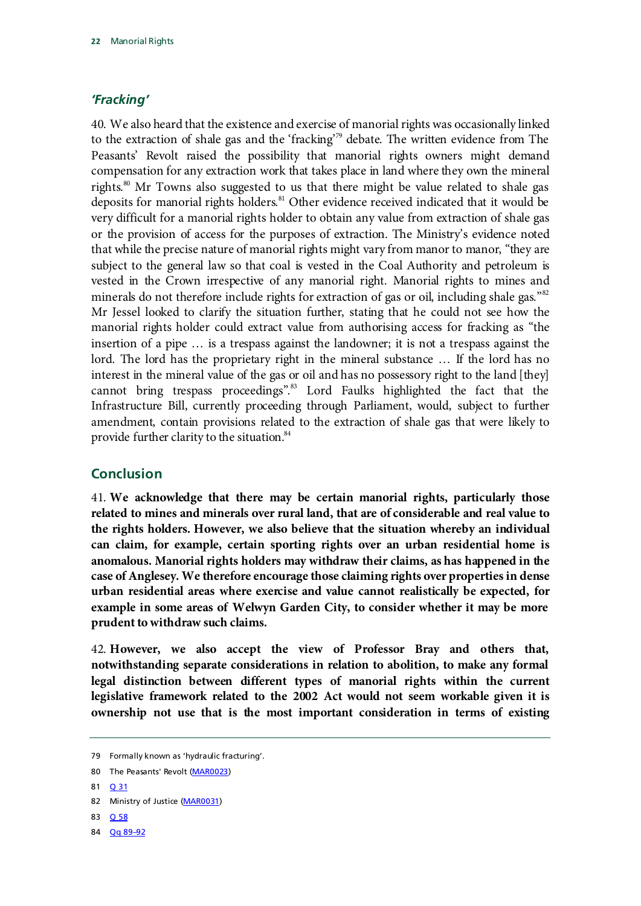### *'Fracking'*

40. We also heard that the existence and exercise of manorial rights was occasionally linked to the extraction of shale gas and the 'fracking'[79] debate. The written evidence from The Peasants' Revolt raised the possibility that manorial rights owners might demand compensation for any extraction work that takes place in land where they own the mineral rights.[80] Mr Towns also suggested to us that there might be value related to shale gas deposits for manorial rights holders.[81] Other evidence received indicated that it would be very difficult for a manorial rights holder to obtain any value from extraction of shale gas or the provision of access for the purposes of extraction. The Ministry's evidence noted that while the precise nature of manorial rights might vary from manor to manor, "they are subject to the general law so that coal is vested in the Coal Authority and petroleum is vested in the Crown irrespective of any manorial right. Manorial rights to mines and minerals do not therefore include rights for extraction of gas or oil, including shale gas."[82] Mr Jessel looked to clarify the situation further, stating that he could not see how the manorial rights holder could extract value from authorising access for fracking as "the insertion of a pipe … is a trespass against the landowner; it is not a trespass against the lord. The lord has the proprietary right in the mineral substance … If the lord has no interest in the mineral value of the gas or oil and has no possessory right to the land [they] cannot bring trespass proceedings".[83] Lord Faulks highlighted the fact that the Infrastructure Bill, currently proceeding through Parliament, would, subject to further amendment, contain provisions related to the extraction of shale gas that were likely to provide further clarity to the situation.[84]

## Conclusion

41. **We acknowledge that there may be certain manorial rights, particularly those related to mines and minerals over rural land, that are of considerable and real value to the rights holders. However, we also believe that the situation whereby an individual can claim, for example, certain sporting rights over an urban residential home is anomalous. Manorial rights holders may withdraw their claims, as has happened in the case of Anglesey. We therefore encourage those claiming rights over properties in dense urban residential areas where exercise and value cannot realistically be expected, for example in some areas of Welwyn Garden City, to consider whether it may be more prudent to withdraw such claims.**

42. **However, we also accept the view of Professor Bray and others that, notwithstanding separate considerations in relation to abolition, to make any formal legal distinction between different types of manorial rights within the current legislative framework related to the 2002 Act would not seem workable given it is ownership not use that is the most important consideration in terms of existing**

---

79 Formally known as 'hydraulic fracturing'.

80 The Peasants' Revolt (MAR0023)

81 Q 31

82 Ministry of Justice (MAR0031)

83 Q 58

84 Qq 89–92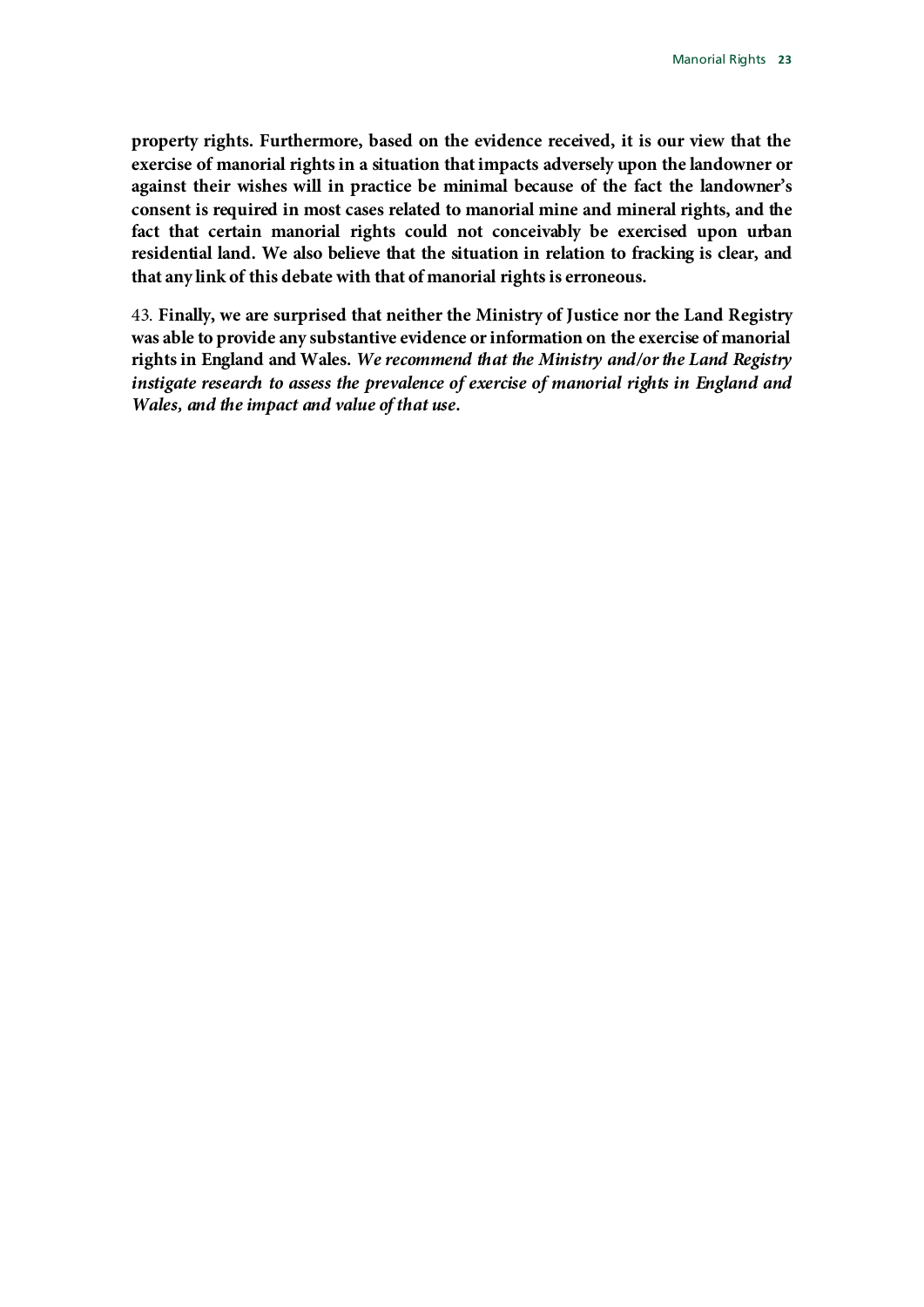**property rights. Furthermore, based on the evidence received, it is our view that the exercise of manorial rights in a situation that impacts adversely upon the landowner or against their wishes will in practice be minimal because of the fact the landowner's consent is required in most cases related to manorial mine and mineral rights, and the fact that certain manorial rights could not conceivably be exercised upon urban residential land. We also believe that the situation in relation to fracking is clear, and that any link of this debate with that of manorial rights is erroneous.**

43. **Finally, we are surprised that neither the Ministry of Justice nor the Land Registry was able to provide any substantive evidence or information on the exercise of manorial rights in England and Wales.** ***We recommend that the Ministry and/or the Land Registry instigate research to assess the prevalence of exercise of manorial rights in England and Wales, and the impact and value of that use.***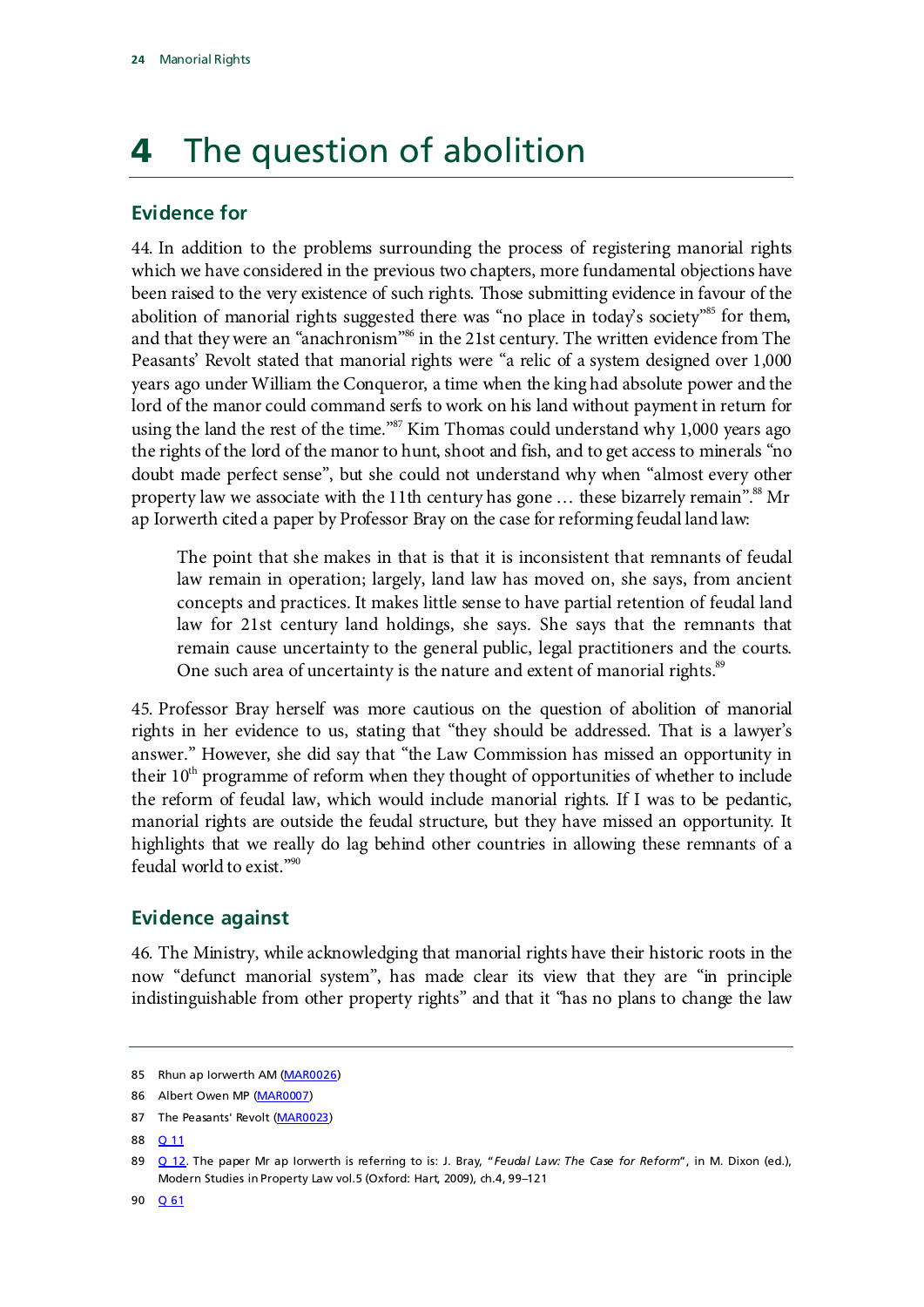# 4 The question of abolition

## Evidence for

44. In addition to the problems surrounding the process of registering manorial rights which we have considered in the previous two chapters, more fundamental objections have been raised to the very existence of such rights. Those submitting evidence in favour of the abolition of manorial rights suggested there was "no place in today's society"[85] for them, and that they were an "anachronism"[86] in the 21st century. The written evidence from The Peasants' Revolt stated that manorial rights were "a relic of a system designed over 1,000 years ago under William the Conqueror, a time when the king had absolute power and the lord of the manor could command serfs to work on his land without payment in return for using the land the rest of the time."[87] Kim Thomas could understand why 1,000 years ago the rights of the lord of the manor to hunt, shoot and fish, and to get access to minerals "no doubt made perfect sense", but she could not understand why when "almost every other property law we associate with the 11th century has gone … these bizarrely remain".[88] Mr ap Iorwerth cited a paper by Professor Bray on the case for reforming feudal land law:

> The point that she makes in that is that it is inconsistent that remnants of feudal law remain in operation; largely, land law has moved on, she says, from ancient concepts and practices. It makes little sense to have partial retention of feudal land law for 21st century land holdings, she says. She says that the remnants that remain cause uncertainty to the general public, legal practitioners and the courts. One such area of uncertainty is the nature and extent of manorial rights.[89]

45. Professor Bray herself was more cautious on the question of abolition of manorial rights in her evidence to us, stating that "they should be addressed. That is a lawyer's answer." However, she did say that "the Law Commission has missed an opportunity in their 10th programme of reform when they thought of opportunities of whether to include the reform of feudal law, which would include manorial rights. If I was to be pedantic, manorial rights are outside the feudal structure, but they have missed an opportunity. It highlights that we really do lag behind other countries in allowing these remnants of a feudal world to exist."[90]

## Evidence against

46. The Ministry, while acknowledging that manorial rights have their historic roots in the now "defunct manorial system", has made clear its view that they are "in principle indistinguishable from other property rights" and that it "has no plans to change the law

---

85 Rhun ap Iorwerth AM (MAR0026)

86 Albert Owen MP (MAR0007)

87 The Peasants' Revolt (MAR0023)

88 Q 11

89 Q 12. The paper Mr ap Iorwerth is referring to is: J. Bray, "*Feudal Law: The Case for Reform*", in M. Dixon (ed.), Modern Studies in Property Law vol.5 (Oxford: Hart, 2009), ch.4, 99–121

90 Q 61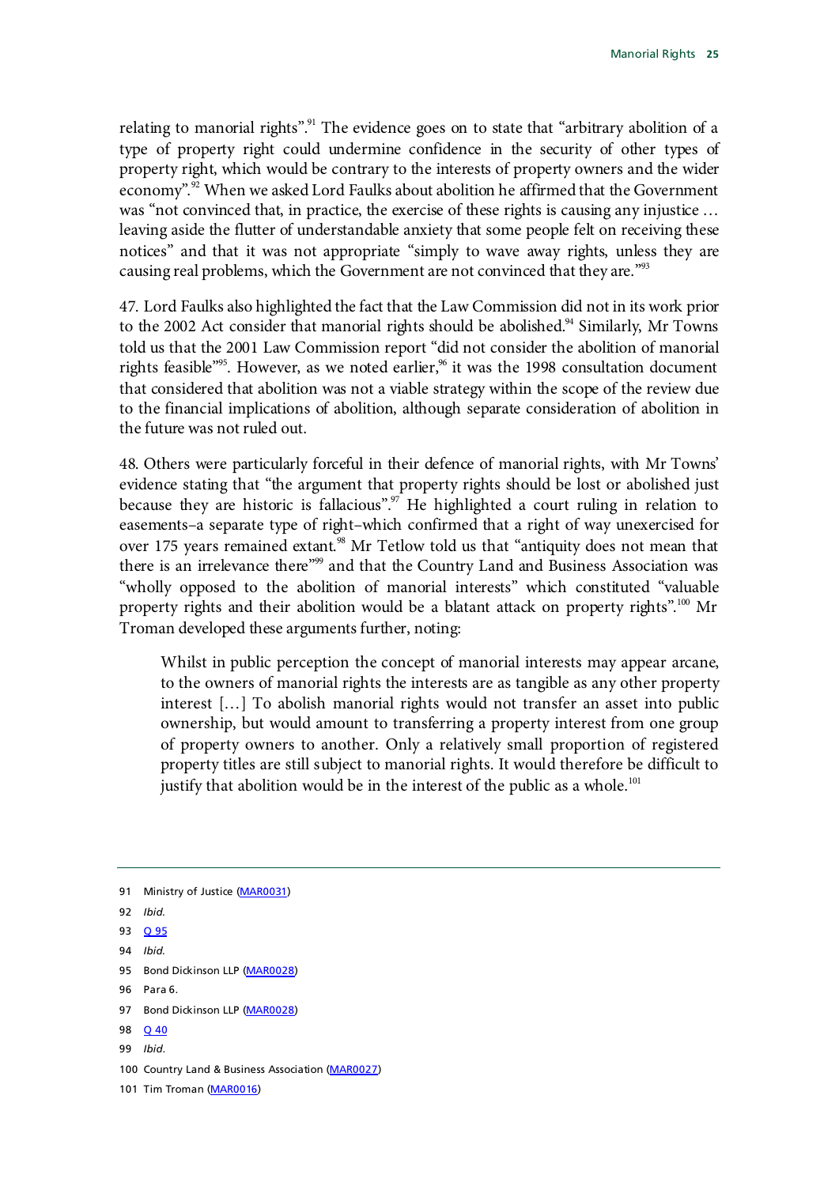relating to manorial rights".[91] The evidence goes on to state that "arbitrary abolition of a type of property right could undermine confidence in the security of other types of property right, which would be contrary to the interests of property owners and the wider economy".[92] When we asked Lord Faulks about abolition he affirmed that the Government was "not convinced that, in practice, the exercise of these rights is causing any injustice … leaving aside the flutter of understandable anxiety that some people felt on receiving these notices" and that it was not appropriate "simply to wave away rights, unless they are causing real problems, which the Government are not convinced that they are."[93]

47. Lord Faulks also highlighted the fact that the Law Commission did not in its work prior to the 2002 Act consider that manorial rights should be abolished.[94] Similarly, Mr Towns told us that the 2001 Law Commission report "did not consider the abolition of manorial rights feasible"[95]. However, as we noted earlier,[96] it was the 1998 consultation document that considered that abolition was not a viable strategy within the scope of the review due to the financial implications of abolition, although separate consideration of abolition in the future was not ruled out.

48. Others were particularly forceful in their defence of manorial rights, with Mr Towns' evidence stating that "the argument that property rights should be lost or abolished just because they are historic is fallacious".[97] He highlighted a court ruling in relation to easements–a separate type of right–which confirmed that a right of way unexercised for over 175 years remained extant.[98] Mr Tetlow told us that "antiquity does not mean that there is an irrelevance there"[99] and that the Country Land and Business Association was "wholly opposed to the abolition of manorial interests" which constituted "valuable property rights and their abolition would be a blatant attack on property rights".[100] Mr Troman developed these arguments further, noting:

> Whilst in public perception the concept of manorial interests may appear arcane, to the owners of manorial rights the interests are as tangible as any other property interest […] To abolish manorial rights would not transfer an asset into public ownership, but would amount to transferring a property interest from one group of property owners to another. Only a relatively small proportion of registered property titles are still subject to manorial rights. It would therefore be difficult to justify that abolition would be in the interest of the public as a whole.[101]

---

91 Ministry of Justice (MAR0031)

92 *Ibid.*

93 Q 95

94 *Ibid.*

95 Bond Dickinson LLP (MAR0028)

96 Para 6.

97 Bond Dickinson LLP (MAR0028)

98 Q 40

99 *Ibid.*

100 Country Land & Business Association (MAR0027)

101 Tim Troman (MAR0016)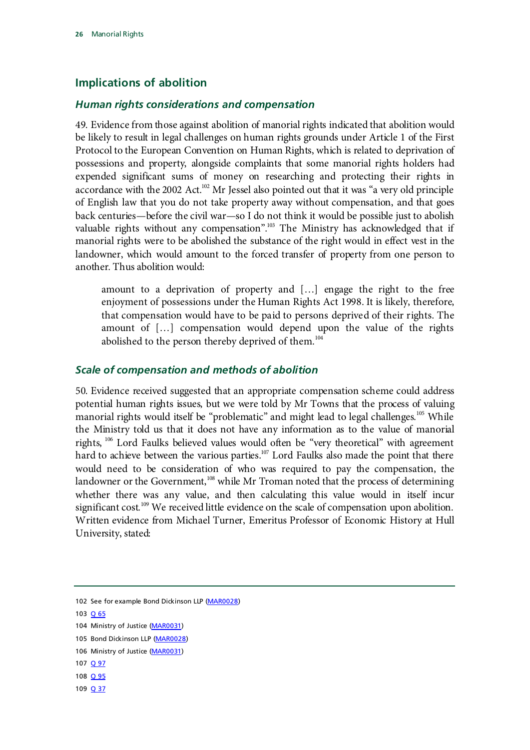## Implications of abolition

### *Human rights considerations and compensation*

49. Evidence from those against abolition of manorial rights indicated that abolition would be likely to result in legal challenges on human rights grounds under Article 1 of the First Protocol to the European Convention on Human Rights, which is related to deprivation of possessions and property, alongside complaints that some manorial rights holders had expended significant sums of money on researching and protecting their rights in accordance with the 2002 Act.[102] Mr Jessel also pointed out that it was "a very old principle of English law that you do not take property away without compensation, and that goes back centuries—before the civil war—so I do not think it would be possible just to abolish valuable rights without any compensation".[103] The Ministry has acknowledged that if manorial rights were to be abolished the substance of the right would in effect vest in the landowner, which would amount to the forced transfer of property from one person to another. Thus abolition would:

> amount to a deprivation of property and […] engage the right to the free enjoyment of possessions under the Human Rights Act 1998. It is likely, therefore, that compensation would have to be paid to persons deprived of their rights. The amount of […] compensation would depend upon the value of the rights abolished to the person thereby deprived of them.[104]

### *Scale of compensation and methods of abolition*

50. Evidence received suggested that an appropriate compensation scheme could address potential human rights issues, but we were told by Mr Towns that the process of valuing manorial rights would itself be "problematic" and might lead to legal challenges.[105] While the Ministry told us that it does not have any information as to the value of manorial rights,[106] Lord Faulks believed values would often be "very theoretical" with agreement hard to achieve between the various parties.[107] Lord Faulks also made the point that there would need to be consideration of who was required to pay the compensation, the landowner or the Government,[108] while Mr Troman noted that the process of determining whether there was any value, and then calculating this value would in itself incur significant cost.[109] We received little evidence on the scale of compensation upon abolition. Written evidence from Michael Turner, Emeritus Professor of Economic History at Hull University, stated:

---

102 See for example Bond Dickinson LLP (MAR0028)

103 Q 65

104 Ministry of Justice (MAR0031)

105 Bond Dickinson LLP (MAR0028)

106 Ministry of Justice (MAR0031)

107 Q 97

108 Q 95

109 Q 37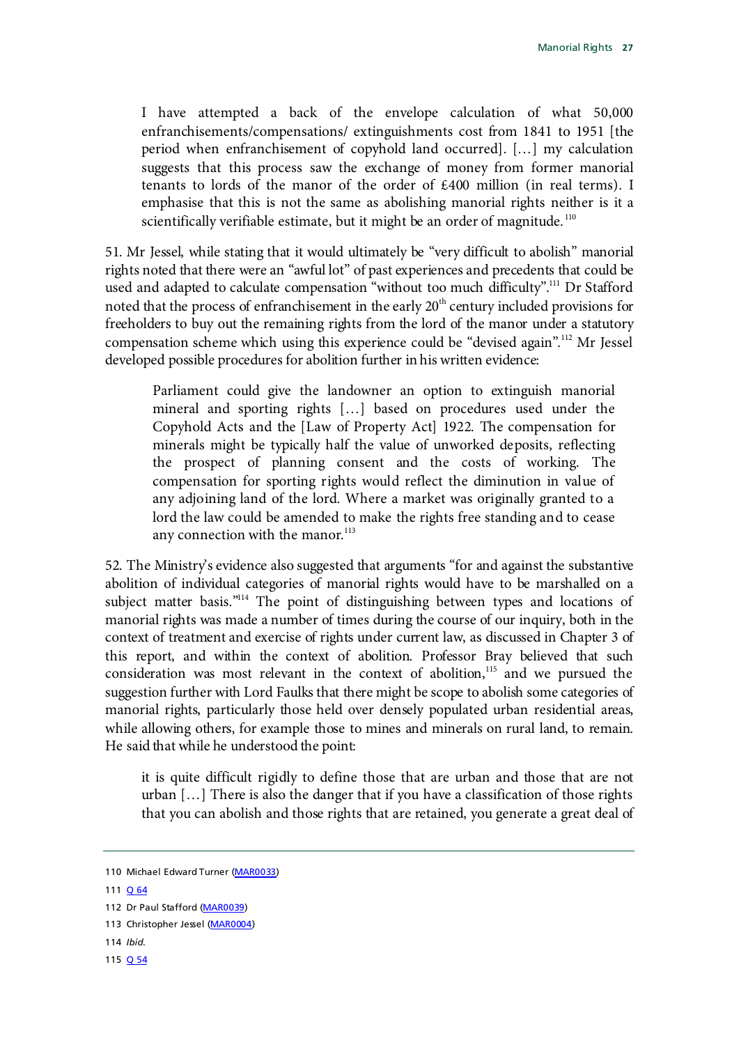> I have attempted a back of the envelope calculation of what 50,000 enfranchisements/compensations/ extinguishments cost from 1841 to 1951 [the period when enfranchisement of copyhold land occurred]. […] my calculation suggests that this process saw the exchange of money from former manorial tenants to lords of the manor of the order of £400 million (in real terms). I emphasise that this is not the same as abolishing manorial rights neither is it a scientifically verifiable estimate, but it might be an order of magnitude.[110]

51. Mr Jessel, while stating that it would ultimately be "very difficult to abolish" manorial rights noted that there were an "awful lot" of past experiences and precedents that could be used and adapted to calculate compensation "without too much difficulty".[111] Dr Stafford noted that the process of enfranchisement in the early 20th century included provisions for freeholders to buy out the remaining rights from the lord of the manor under a statutory compensation scheme which using this experience could be "devised again".[112] Mr Jessel developed possible procedures for abolition further in his written evidence:

> Parliament could give the landowner an option to extinguish manorial mineral and sporting rights […] based on procedures used under the Copyhold Acts and the [Law of Property Act] 1922. The compensation for minerals might be typically half the value of unworked deposits, reflecting the prospect of planning consent and the costs of working. The compensation for sporting rights would reflect the diminution in value of any adjoining land of the lord. Where a market was originally granted to a lord the law could be amended to make the rights free standing and to cease any connection with the manor.[113]

52. The Ministry's evidence also suggested that arguments "for and against the substantive abolition of individual categories of manorial rights would have to be marshalled on a subject matter basis."[114] The point of distinguishing between types and locations of manorial rights was made a number of times during the course of our inquiry, both in the context of treatment and exercise of rights under current law, as discussed in Chapter 3 of this report, and within the context of abolition. Professor Bray believed that such consideration was most relevant in the context of abolition,[115] and we pursued the suggestion further with Lord Faulks that there might be scope to abolish some categories of manorial rights, particularly those held over densely populated urban residential areas, while allowing others, for example those to mines and minerals on rural land, to remain. He said that while he understood the point:

> it is quite difficult rigidly to define those that are urban and those that are not urban […] There is also the danger that if you have a classification of those rights that you can abolish and those rights that are retained, you generate a great deal of

110 Michael Edward Turner (MAR0033)

111 Q 64

112 Dr Paul Stafford (MAR0039)

113 Christopher Jessel (MAR0004)

114 *Ibid.*

115 Q 54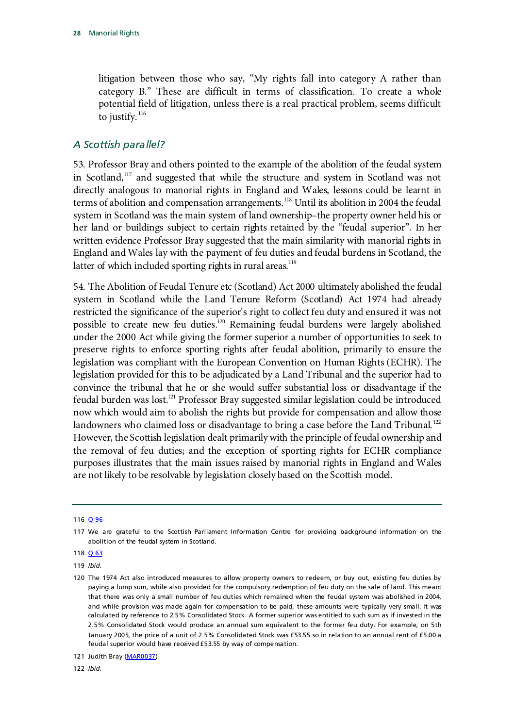> litigation between those who say, "My rights fall into category A rather than category B." These are difficult in terms of classification. To create a whole potential field of litigation, unless there is a real practical problem, seems difficult to justify.[116]

### *A Scottish parallel?*

53. Professor Bray and others pointed to the example of the abolition of the feudal system in Scotland,[117] and suggested that while the structure and system in Scotland was not directly analogous to manorial rights in England and Wales, lessons could be learnt in terms of abolition and compensation arrangements.[118] Until its abolition in 2004 the feudal system in Scotland was the main system of land ownership–the property owner held his or her land or buildings subject to certain rights retained by the "feudal superior". In her written evidence Professor Bray suggested that the main similarity with manorial rights in England and Wales lay with the payment of feu duties and feudal burdens in Scotland, the latter of which included sporting rights in rural areas.[119]

54. The Abolition of Feudal Tenure etc (Scotland) Act 2000 ultimately abolished the feudal system in Scotland while the Land Tenure Reform (Scotland) Act 1974 had already restricted the significance of the superior's right to collect feu duty and ensured it was not possible to create new feu duties.[120] Remaining feudal burdens were largely abolished under the 2000 Act while giving the former superior a number of opportunities to seek to preserve rights to enforce sporting rights after feudal abolition, primarily to ensure the legislation was compliant with the European Convention on Human Rights (ECHR). The legislation provided for this to be adjudicated by a Land Tribunal and the superior had to convince the tribunal that he or she would suffer substantial loss or disadvantage if the feudal burden was lost.[121] Professor Bray suggested similar legislation could be introduced now which would aim to abolish the rights but provide for compensation and allow those landowners who claimed loss or disadvantage to bring a case before the Land Tribunal.[122] However, the Scottish legislation dealt primarily with the principle of feudal ownership and the removal of feu duties; and the exception of sporting rights for ECHR compliance purposes illustrates that the main issues raised by manorial rights in England and Wales are not likely to be resolvable by legislation closely based on the Scottish model.

---

116 Q 96

117 We are grateful to the Scottish Parliament Information Centre for providing background information on the abolition of the feudal system in Scotland.

118 Q 63

119 *Ibid.*

120 The 1974 Act also introduced measures to allow property owners to redeem, or buy out, existing feu duties by paying a lump sum, while also provided for the compulsory redemption of feu duty on the sale of land. This meant that there was only a small number of feu duties which remained when the feudal system was abolished in 2004, and while provision was made again for compensation to be paid, these amounts were typically very small. It was calculated by reference to 2.5% Consolidated Stock. A former superior was entitled to such sum as if invested in the 2.5% Consolidated Stock would produce an annual sum equivalent to the former feu duty. For example, on 5th January 2005, the price of a unit of 2.5% Consolidated Stock was £53.55 so in relation to an annual rent of £5.00 a feudal superior would have received £53.55 by way of compensation.

121 Judith Bray (MAR0037)

122 *Ibid.*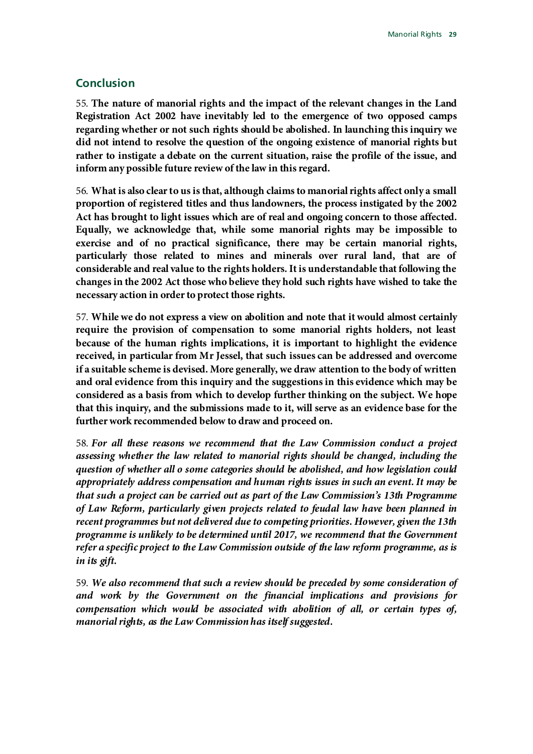## Conclusion

55. **The nature of manorial rights and the impact of the relevant changes in the Land Registration Act 2002 have inevitably led to the emergence of two opposed camps regarding whether or not such rights should be abolished. In launching this inquiry we did not intend to resolve the question of the ongoing existence of manorial rights but rather to instigate a debate on the current situation, raise the profile of the issue, and inform any possible future review of the law in this regard.**

56. **What is also clear to us is that, although claims to manorial rights affect only a small proportion of registered titles and thus landowners, the process instigated by the 2002 Act has brought to light issues which are of real and ongoing concern to those affected. Equally, we acknowledge that, while some manorial rights may be impossible to exercise and of no practical significance, there may be certain manorial rights, particularly those related to mines and minerals over rural land, that are of considerable and real value to the rights holders. It is understandable that following the changes in the 2002 Act those who believe they hold such rights have wished to take the necessary action in order to protect those rights.**

57. **While we do not express a view on abolition and note that it would almost certainly require the provision of compensation to some manorial rights holders, not least because of the human rights implications, it is important to highlight the evidence received, in particular from Mr Jessel, that such issues can be addressed and overcome if a suitable scheme is devised. More generally, we draw attention to the body of written and oral evidence from this inquiry and the suggestions in this evidence which may be considered as a basis from which to develop further thinking on the subject. We hope that this inquiry, and the submissions made to it, will serve as an evidence base for the further work recommended below to draw and proceed on.**

58. ***For all these reasons we recommend that the Law Commission conduct a project assessing whether the law related to manorial rights should be changed, including the question of whether all o some categories should be abolished, and how legislation could appropriately address compensation and human rights issues in such an event. It may be that such a project can be carried out as part of the Law Commission's 13th Programme of Law Reform, particularly given projects related to feudal law have been planned in recent programmes but not delivered due to competing priorities. However, given the 13th programme is unlikely to be determined until 2017, we recommend that the Government refer a specific project to the Law Commission outside of the law reform programme, as is in its gift.***

59. ***We also recommend that such a review should be preceded by some consideration of and work by the Government on the financial implications and provisions for compensation which would be associated with abolition of all, or certain types of, manorial rights, as the Law Commission has itself suggested.***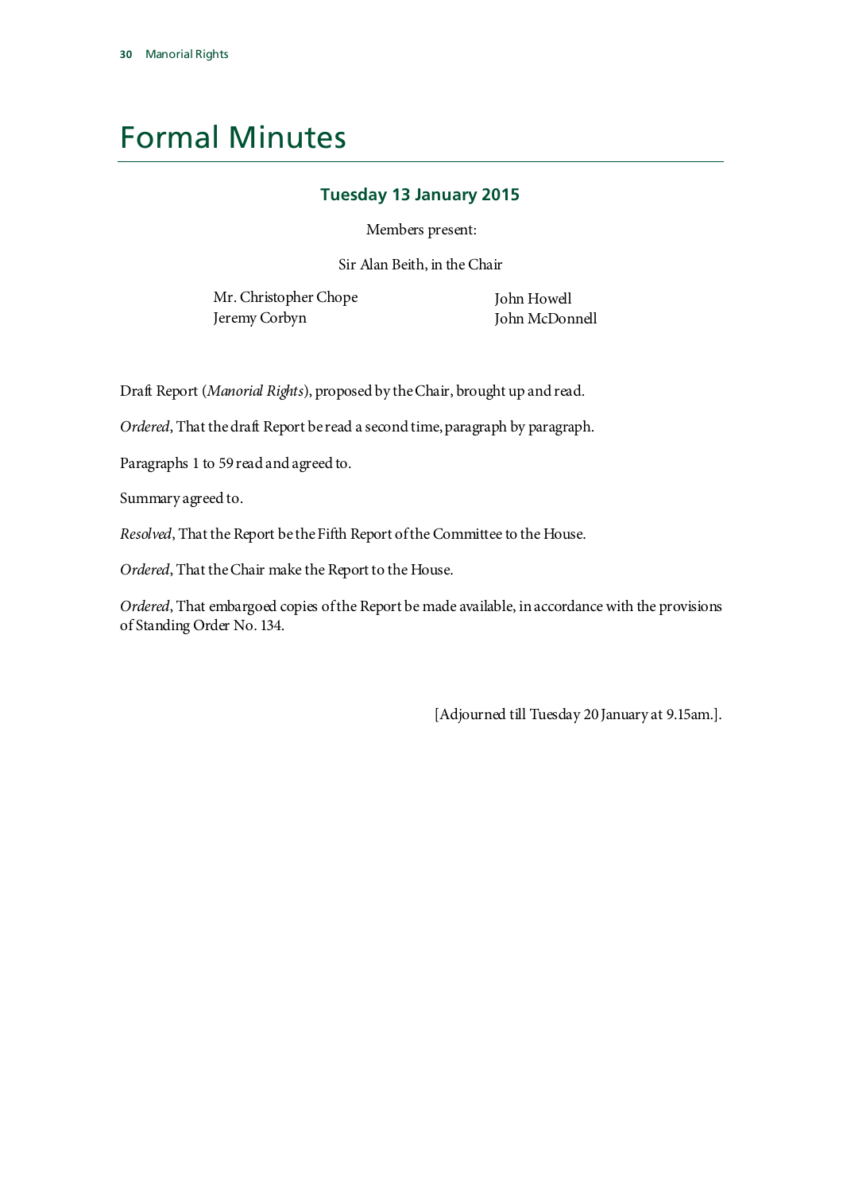# Formal Minutes

## Tuesday 13 January 2015

Members present:

Sir Alan Beith, in the Chair

Mr. Christopher Chope
Jeremy Corbyn
John Howell
John McDonnell

Draft Report (*Manorial Rights*), proposed by the Chair, brought up and read.

*Ordered*, That the draft Report be read a second time, paragraph by paragraph.

Paragraphs 1 to 59 read and agreed to.

Summary agreed to.

*Resolved*, That the Report be the Fifth Report of the Committee to the House.

*Ordered*, That the Chair make the Report to the House.

*Ordered*, That embargoed copies of the Report be made available, in accordance with the provisions of Standing Order No. 134.

[Adjourned till Tuesday 20 January at 9.15am.].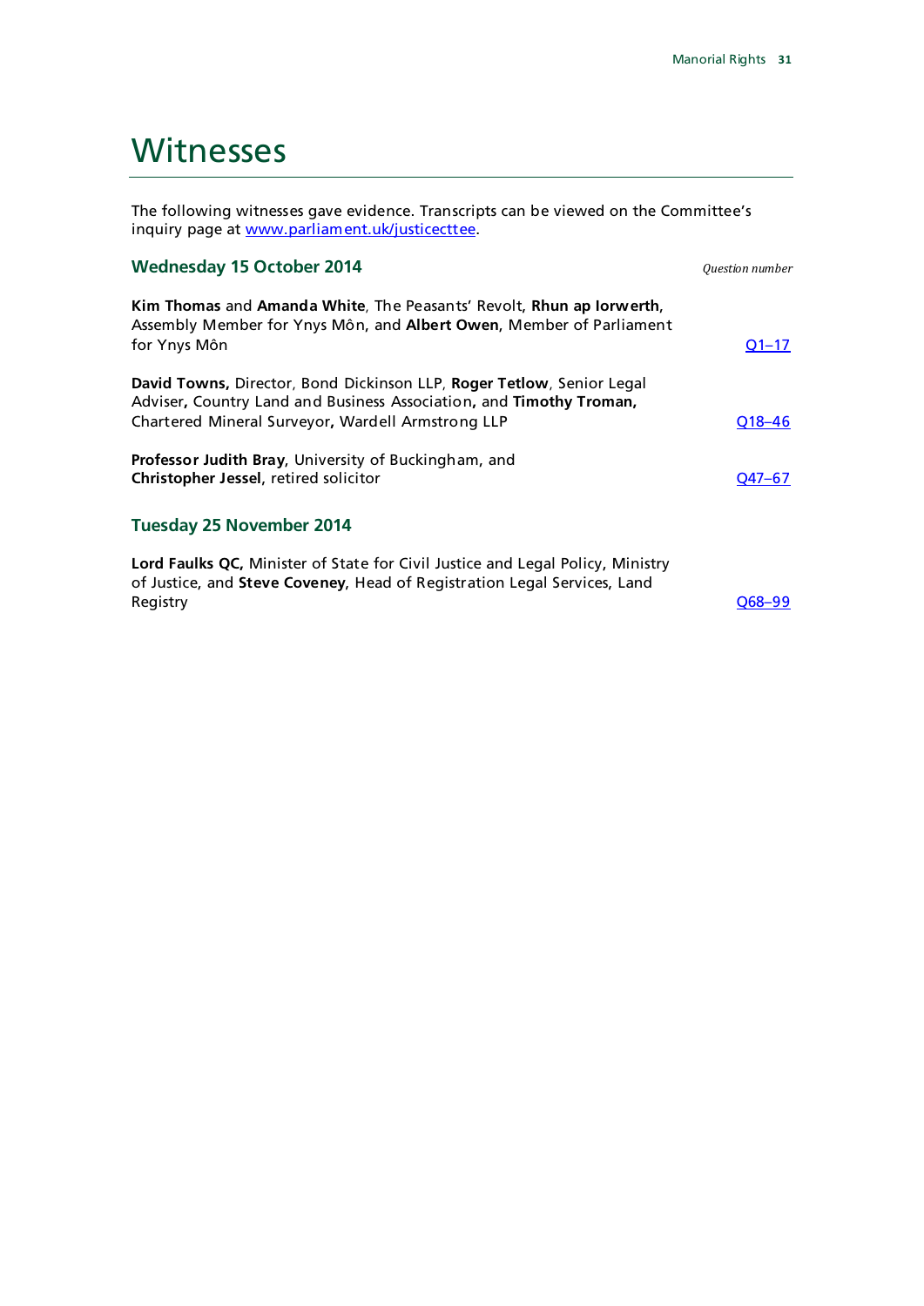# Witnesses

The following witnesses gave evidence. Transcripts can be viewed on the Committee's inquiry page at www.parliament.uk/justicecttee.

## Wednesday 15 October 2014

*Question number*

**Kim Thomas** and **Amanda White**, The Peasants' Revolt, **Rhun ap Iorwerth**, Assembly Member for Ynys Môn, and **Albert Owen**, Member of Parliament for Ynys Môn — Q1–17

**David Towns,** Director, Bond Dickinson LLP, **Roger Tetlow**, Senior Legal Adviser**,** Country Land and Business Association**,** and **Timothy Troman,** Chartered Mineral Surveyor**,** Wardell Armstrong LLP — Q18–46

**Professor Judith Bray**, University of Buckingham, and **Christopher Jessel**, retired solicitor — Q47–67

## Tuesday 25 November 2014

**Lord Faulks QC,** Minister of State for Civil Justice and Legal Policy, Ministry of Justice, and **Steve Coveney**, Head of Registration Legal Services, Land Registry — Q68–99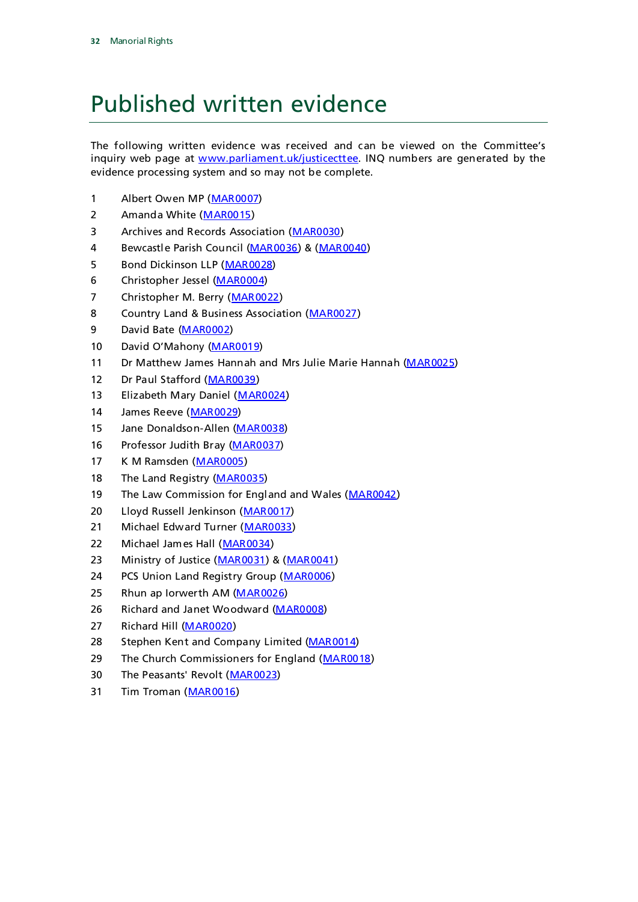# Published written evidence

The following written evidence was received and can be viewed on the Committee's inquiry web page at [www.parliament.uk/justicecttee](www.parliament.uk/justicecttee). INQ numbers are generated by the evidence processing system and so may not be complete.

1 Albert Owen MP (MAR0007)
2 Amanda White (MAR0015)
3 Archives and Records Association (MAR0030)
4 Bewcastle Parish Council (MAR0036) & (MAR0040)
5 Bond Dickinson LLP (MAR0028)
6 Christopher Jessel (MAR0004)
7 Christopher M. Berry (MAR0022)
8 Country Land & Business Association (MAR0027)
9 David Bate (MAR0002)
10 David O'Mahony (MAR0019)
11 Dr Matthew James Hannah and Mrs Julie Marie Hannah (MAR0025)
12 Dr Paul Stafford (MAR0039)
13 Elizabeth Mary Daniel (MAR0024)
14 James Reeve (MAR0029)
15 Jane Donaldson-Allen (MAR0038)
16 Professor Judith Bray (MAR0037)
17 K M Ramsden (MAR0005)
18 The Land Registry (MAR0035)
19 The Law Commission for England and Wales (MAR0042)
20 Lloyd Russell Jenkinson (MAR0017)
21 Michael Edward Turner (MAR0033)
22 Michael James Hall (MAR0034)
23 Ministry of Justice (MAR0031) & (MAR0041)
24 PCS Union Land Registry Group (MAR0006)
25 Rhun ap Iorwerth AM (MAR0026)
26 Richard and Janet Woodward (MAR0008)
27 Richard Hill (MAR0020)
28 Stephen Kent and Company Limited (MAR0014)
29 The Church Commissioners for England (MAR0018)
30 The Peasants' Revolt (MAR0023)
31 Tim Troman (MAR0016)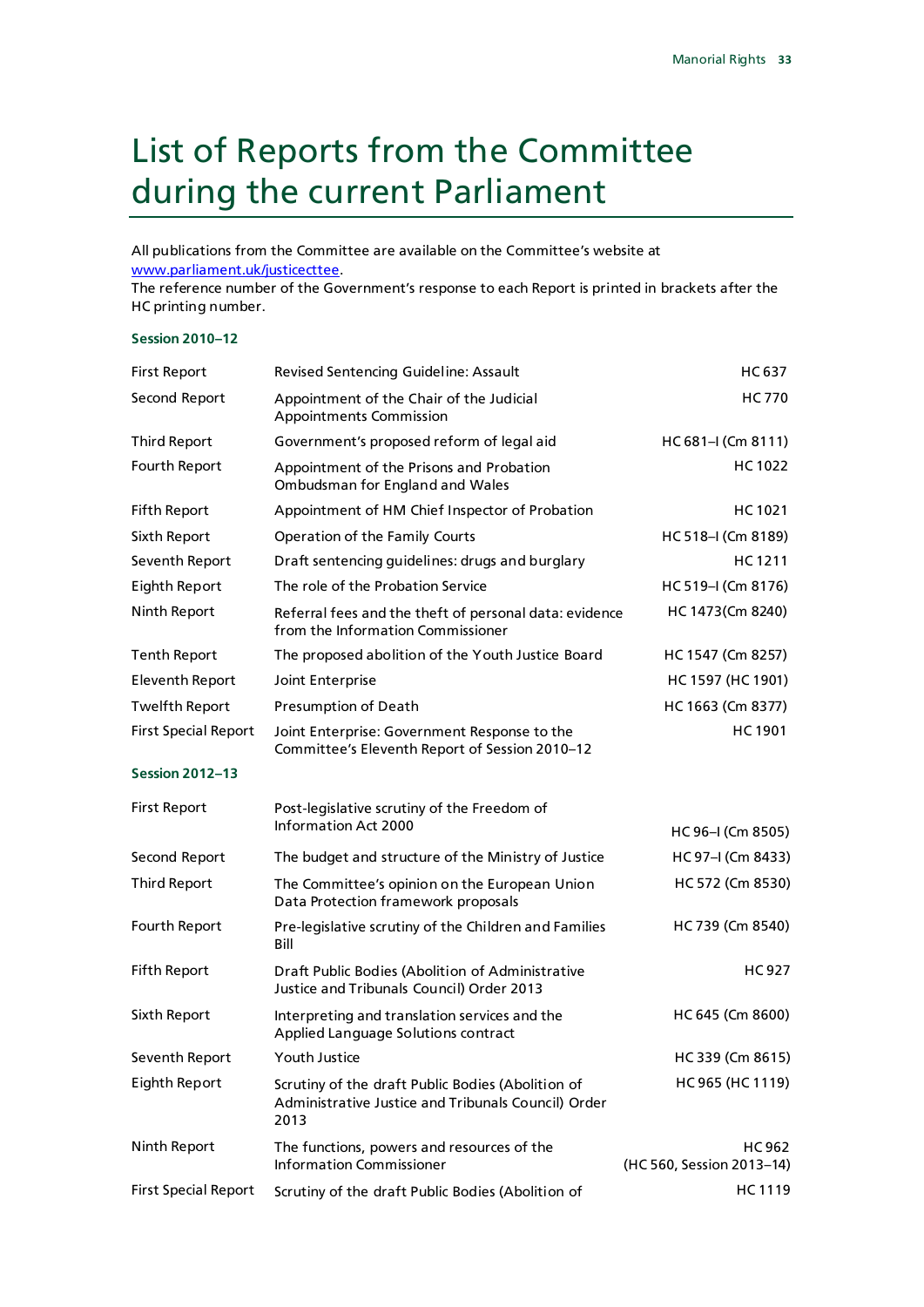# List of Reports from the Committee during the current Parliament

All publications from the Committee are available on the Committee's website at www.parliament.uk/justicecttee.
The reference number of the Government's response to each Report is printed in brackets after the HC printing number.

### Session 2010–12

| | | |
|---|---|---|
| First Report | Revised Sentencing Guideline: Assault | HC 637 |
| Second Report | Appointment of the Chair of the Judicial Appointments Commission | HC 770 |
| Third Report | Government's proposed reform of legal aid | HC 681–I (Cm 8111) |
| Fourth Report | Appointment of the Prisons and Probation Ombudsman for England and Wales | HC 1022 |
| Fifth Report | Appointment of HM Chief Inspector of Probation | HC 1021 |
| Sixth Report | Operation of the Family Courts | HC 518–I (Cm 8189) |
| Seventh Report | Draft sentencing guidelines: drugs and burglary | HC 1211 |
| Eighth Report | The role of the Probation Service | HC 519–I (Cm 8176) |
| Ninth Report | Referral fees and the theft of personal data: evidence from the Information Commissioner | HC 1473(Cm 8240) |
| Tenth Report | The proposed abolition of the Youth Justice Board | HC 1547 (Cm 8257) |
| Eleventh Report | Joint Enterprise | HC 1597 (HC 1901) |
| Twelfth Report | Presumption of Death | HC 1663 (Cm 8377) |
| First Special Report | Joint Enterprise: Government Response to the Committee's Eleventh Report of Session 2010–12 | HC 1901 |

### Session 2012–13

| | | |
|---|---|---|
| First Report | Post-legislative scrutiny of the Freedom of Information Act 2000 | HC 96–I (Cm 8505) |
| Second Report | The budget and structure of the Ministry of Justice | HC 97–I (Cm 8433) |
| Third Report | The Committee's opinion on the European Union Data Protection framework proposals | HC 572 (Cm 8530) |
| Fourth Report | Pre-legislative scrutiny of the Children and Families Bill | HC 739 (Cm 8540) |
| Fifth Report | Draft Public Bodies (Abolition of Administrative Justice and Tribunals Council) Order 2013 | HC 927 |
| Sixth Report | Interpreting and translation services and the Applied Language Solutions contract | HC 645 (Cm 8600) |
| Seventh Report | Youth Justice | HC 339 (Cm 8615) |
| Eighth Report | Scrutiny of the draft Public Bodies (Abolition of Administrative Justice and Tribunals Council) Order 2013 | HC 965 (HC 1119) |
| Ninth Report | The functions, powers and resources of the Information Commissioner | HC 962 (HC 560, Session 2013–14) |
| First Special Report | Scrutiny of the draft Public Bodies (Abolition of | HC 1119 |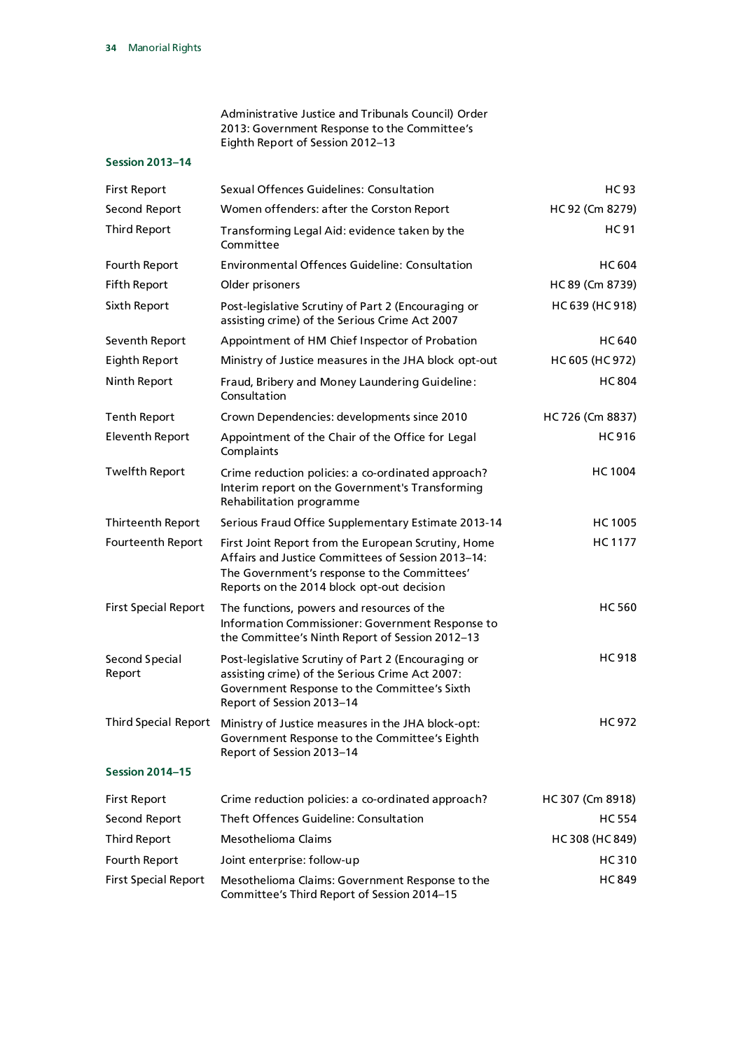Administrative Justice and Tribunals Council) Order 2013: Government Response to the Committee's Eighth Report of Session 2012–13

### Session 2013–14

| | | |
|---|---|---|
| First Report | Sexual Offences Guidelines: Consultation | HC 93 |
| Second Report | Women offenders: after the Corston Report | HC 92 (Cm 8279) |
| Third Report | Transforming Legal Aid: evidence taken by the Committee | HC 91 |
| Fourth Report | Environmental Offences Guideline: Consultation | HC 604 |
| Fifth Report | Older prisoners | HC 89 (Cm 8739) |
| Sixth Report | Post-legislative Scrutiny of Part 2 (Encouraging or assisting crime) of the Serious Crime Act 2007 | HC 639 (HC 918) |
| Seventh Report | Appointment of HM Chief Inspector of Probation | HC 640 |
| Eighth Report | Ministry of Justice measures in the JHA block opt-out | HC 605 (HC 972) |
| Ninth Report | Fraud, Bribery and Money Laundering Guideline: Consultation | HC 804 |
| Tenth Report | Crown Dependencies: developments since 2010 | HC 726 (Cm 8837) |
| Eleventh Report | Appointment of the Chair of the Office for Legal Complaints | HC 916 |
| Twelfth Report | Crime reduction policies: a co-ordinated approach? Interim report on the Government's Transforming Rehabilitation programme | HC 1004 |
| Thirteenth Report | Serious Fraud Office Supplementary Estimate 2013-14 | HC 1005 |
| Fourteenth Report | First Joint Report from the European Scrutiny, Home Affairs and Justice Committees of Session 2013–14: The Government's response to the Committees' Reports on the 2014 block opt-out decision | HC 1177 |
| First Special Report | The functions, powers and resources of the Information Commissioner: Government Response to the Committee's Ninth Report of Session 2012–13 | HC 560 |
| Second Special Report | Post-legislative Scrutiny of Part 2 (Encouraging or assisting crime) of the Serious Crime Act 2007: Government Response to the Committee's Sixth Report of Session 2013–14 | HC 918 |
| Third Special Report | Ministry of Justice measures in the JHA block-opt: Government Response to the Committee's Eighth Report of Session 2013–14 | HC 972 |

### Session 2014–15

| | | |
|---|---|---|
| First Report | Crime reduction policies: a co-ordinated approach? | HC 307 (Cm 8918) |
| Second Report | Theft Offences Guideline: Consultation | HC 554 |
| Third Report | Mesothelioma Claims | HC 308 (HC 849) |
| Fourth Report | Joint enterprise: follow-up | HC 310 |
| First Special Report | Mesothelioma Claims: Government Response to the Committee's Third Report of Session 2014–15 | HC 849 |